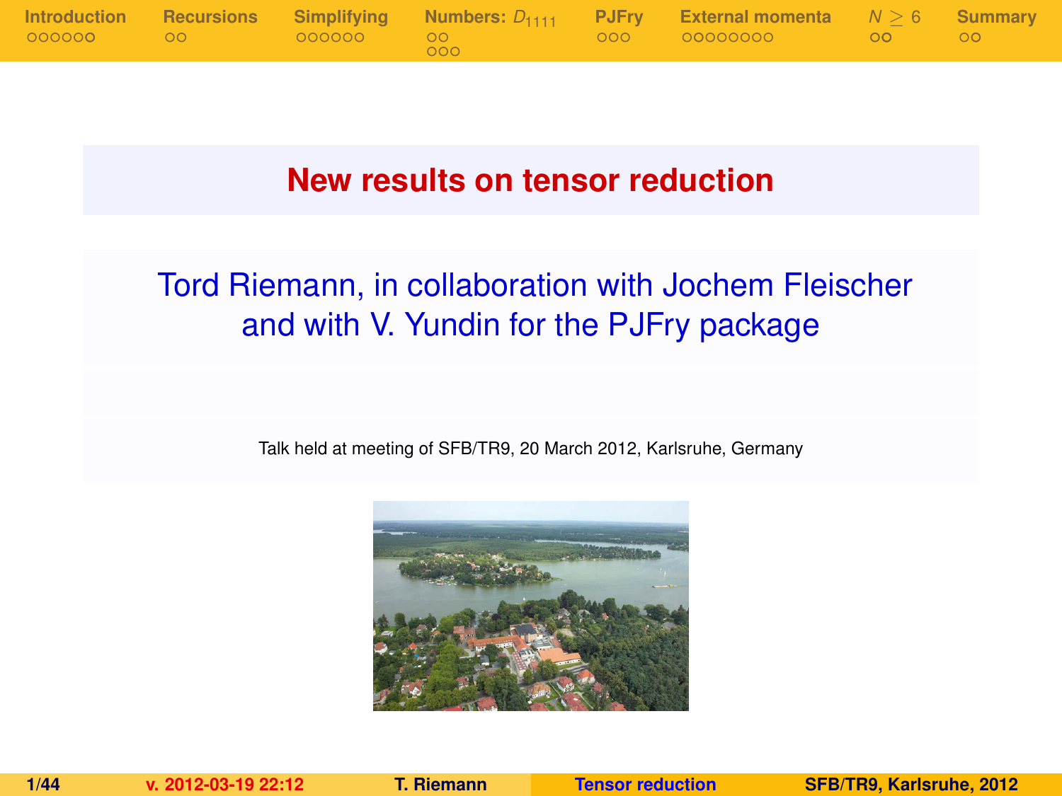# New results on tensor reduction

Tord Riemann, in collaboration with Jochem Fleischer and with V. Yundin for the PJFry package

Talk held at meeting of SFB/TR9, 20 March 2012, Karlsruhe, Germany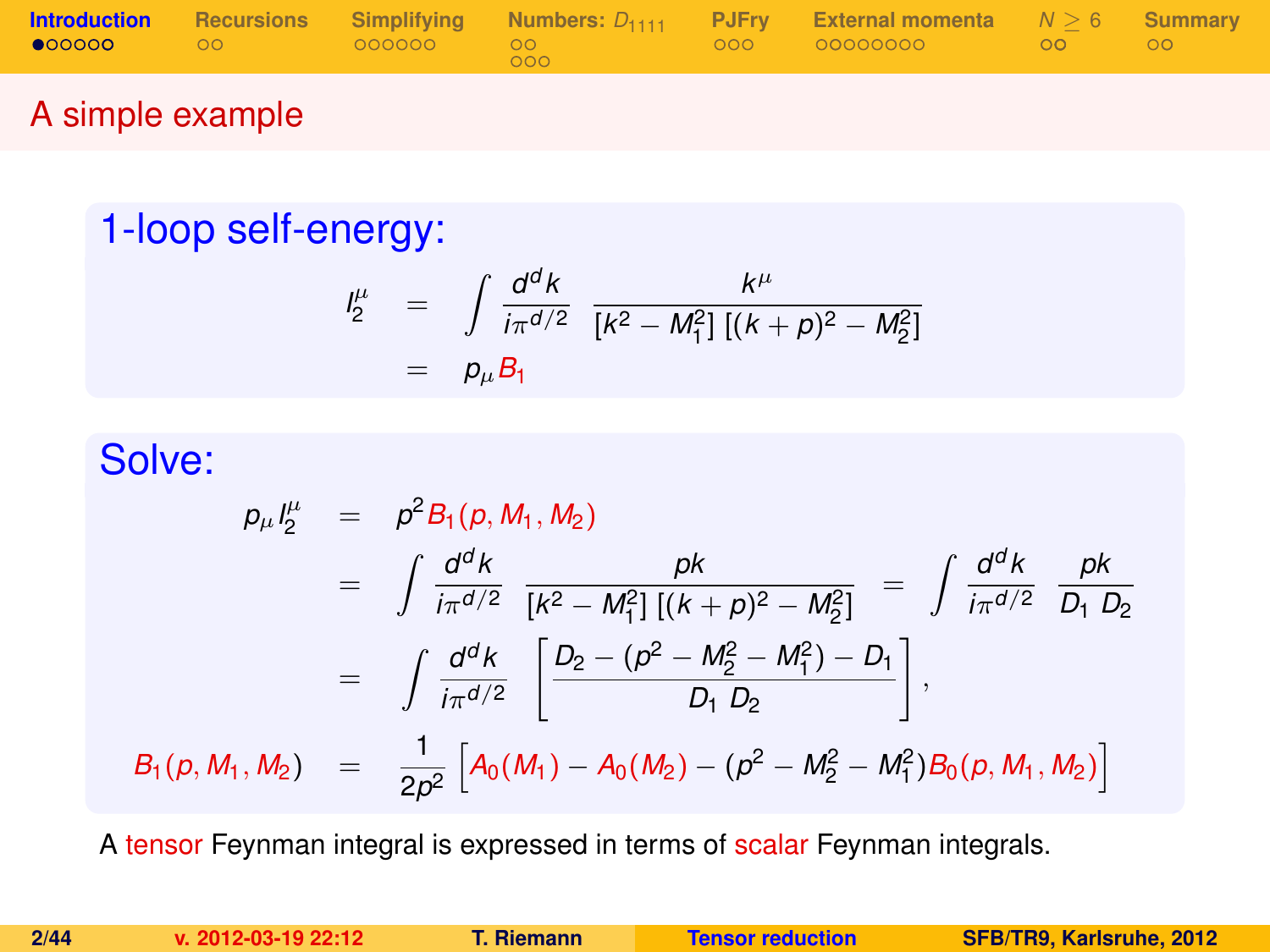## A simple example

### 1-loop self-energy:

$$
\begin{aligned}
I_2^\mu &= \int \frac{d^d k}{i\pi^{d/2}} \; \frac{k^\mu}{[k^2 - M_1^2]\,[(k+p)^2 - M_2^2]} \\
&= p_\mu B_1
\end{aligned}
$$

### Solve:

$$
\begin{aligned}
p_\mu I_2^\mu &= p^2 B_1(p, M_1, M_2) \\
&= \int \frac{d^d k}{i\pi^{d/2}} \; \frac{pk}{[k^2 - M_1^2]\,[(k+p)^2 - M_2^2]} \; = \int \frac{d^d k}{i\pi^{d/2}} \; \frac{pk}{D_1 \; D_2} \\
&= \int \frac{d^d k}{i\pi^{d/2}} \; \left[ \frac{D_2 - (p^2 - M_2^2 - M_1^2) - D_1}{D_1 \; D_2} \right], \\
B_1(p, M_1, M_2) &= \frac{1}{2p^2} \left[ A_0(M_1) - A_0(M_2) - (p^2 - M_2^2 - M_1^2) B_0(p, M_1, M_2) \right]
\end{aligned}
$$

A tensor Feynman integral is expressed in terms of scalar Feynman integrals.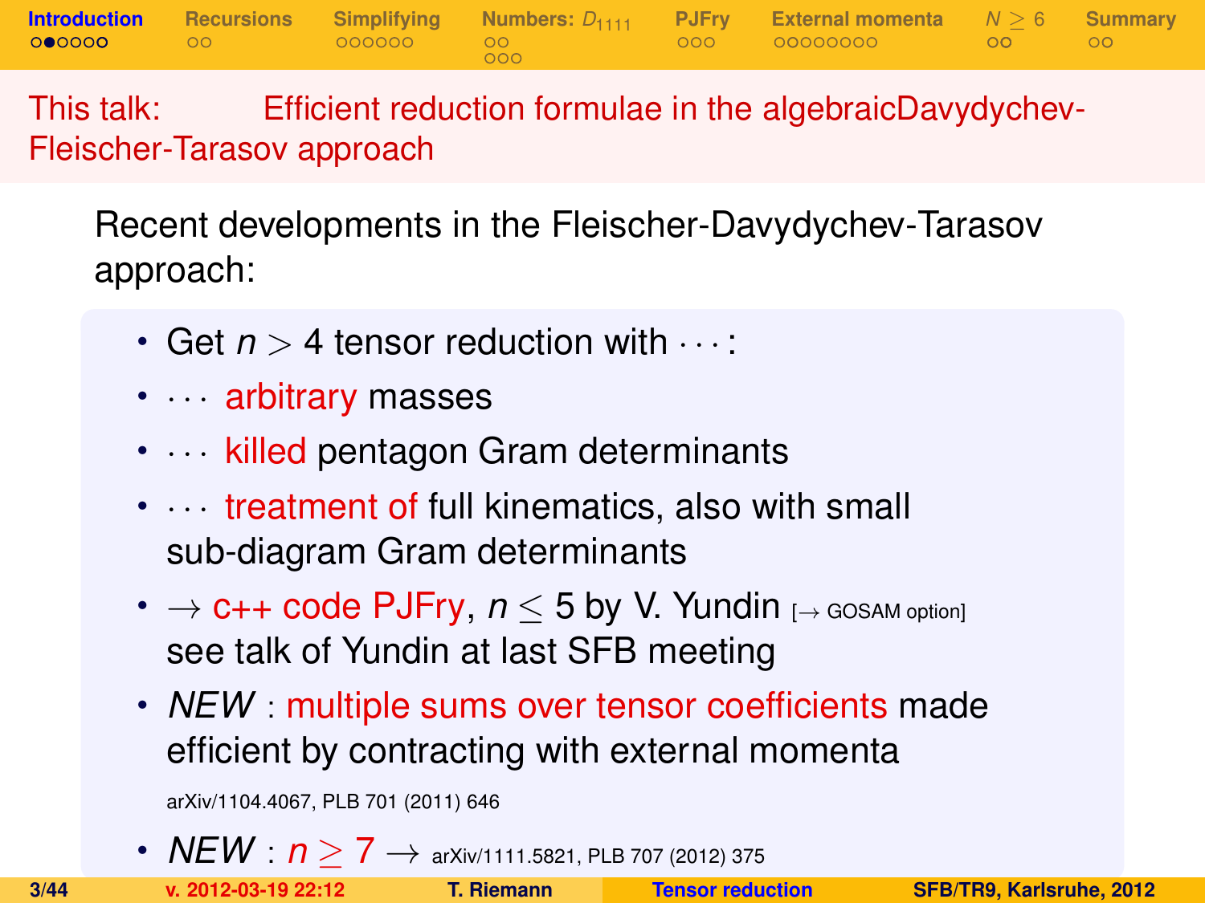## This talk: Efficient reduction formulae in the algebraicDavydychev-Fleischer-Tarasov approach

Recent developments in the Fleischer-Davydychev-Tarasov approach:

- Get $n > 4$ tensor reduction with $\cdots$:
- $\cdots$ arbitrary masses
- $\cdots$ killed pentagon Gram determinants
- $\cdots$ treatment of full kinematics, also with small sub-diagram Gram determinants
- $\rightarrow$ c++ code PJFry, $n \leq 5$ by V. Yundin [$\rightarrow$ GOSAM option] see talk of Yundin at last SFB meeting
- *NEW* : multiple sums over tensor coefficients made efficient by contracting with external momenta

  arXiv/1104.4067, PLB 701 (2011) 646
- *NEW* : $n \geq 7$ $\rightarrow$ arXiv/1111.5821, PLB 707 (2012) 375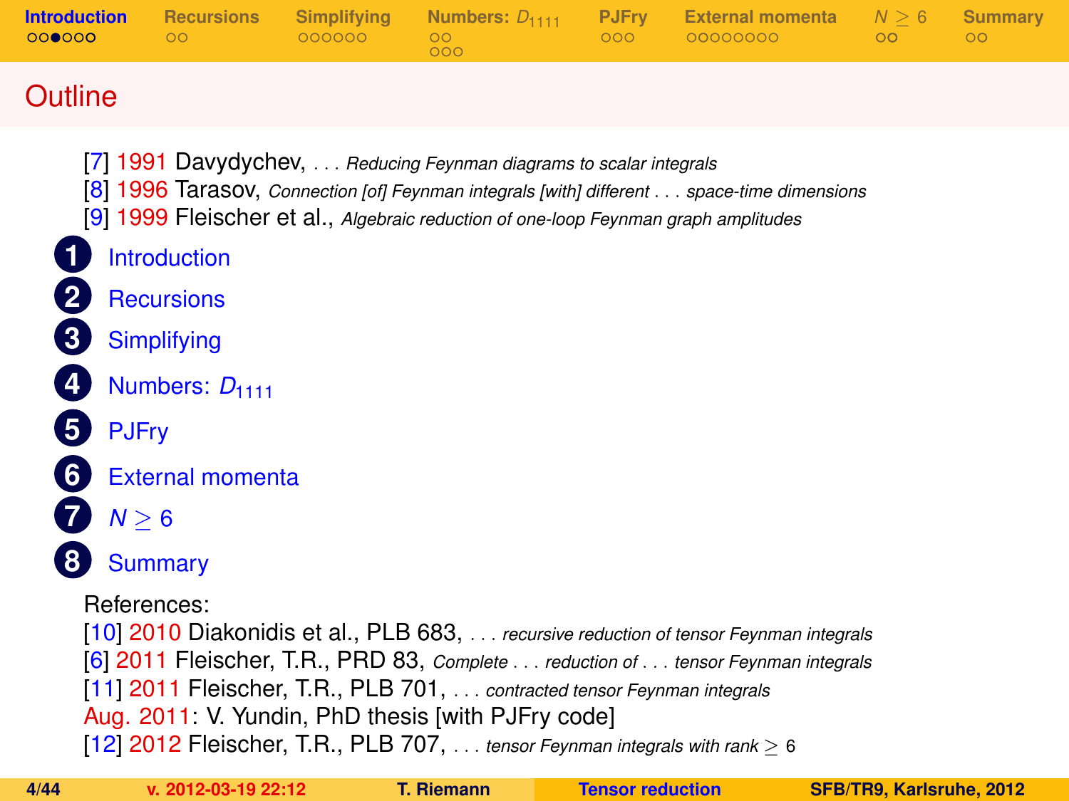# Outline

[7] 1991 Davydychev, . . . *Reducing Feynman diagrams to scalar integrals*
[8] 1996 Tarasov, *Connection [of] Feynman integrals [with] different . . . space-time dimensions*
[9] 1999 Fleischer et al., *Algebraic reduction of one-loop Feynman graph amplitudes*

1. Introduction
2. Recursions
3. Simplifying
4. Numbers: $D_{1111}$
5. PJFry
6. External momenta
7. $N \geq 6$
8. Summary

References:
[10] 2010 Diakonidis et al., PLB 683, . . . *recursive reduction of tensor Feynman integrals*
[6] 2011 Fleischer, T.R., PRD 83, *Complete . . . reduction of . . . tensor Feynman integrals*
[11] 2011 Fleischer, T.R., PLB 701, . . . *contracted tensor Feynman integrals*
Aug. 2011: V. Yundin, PhD thesis [with PJFry code]
[12] 2012 Fleischer, T.R., PLB 707, . . . *tensor Feynman integrals with rank* $\geq 6$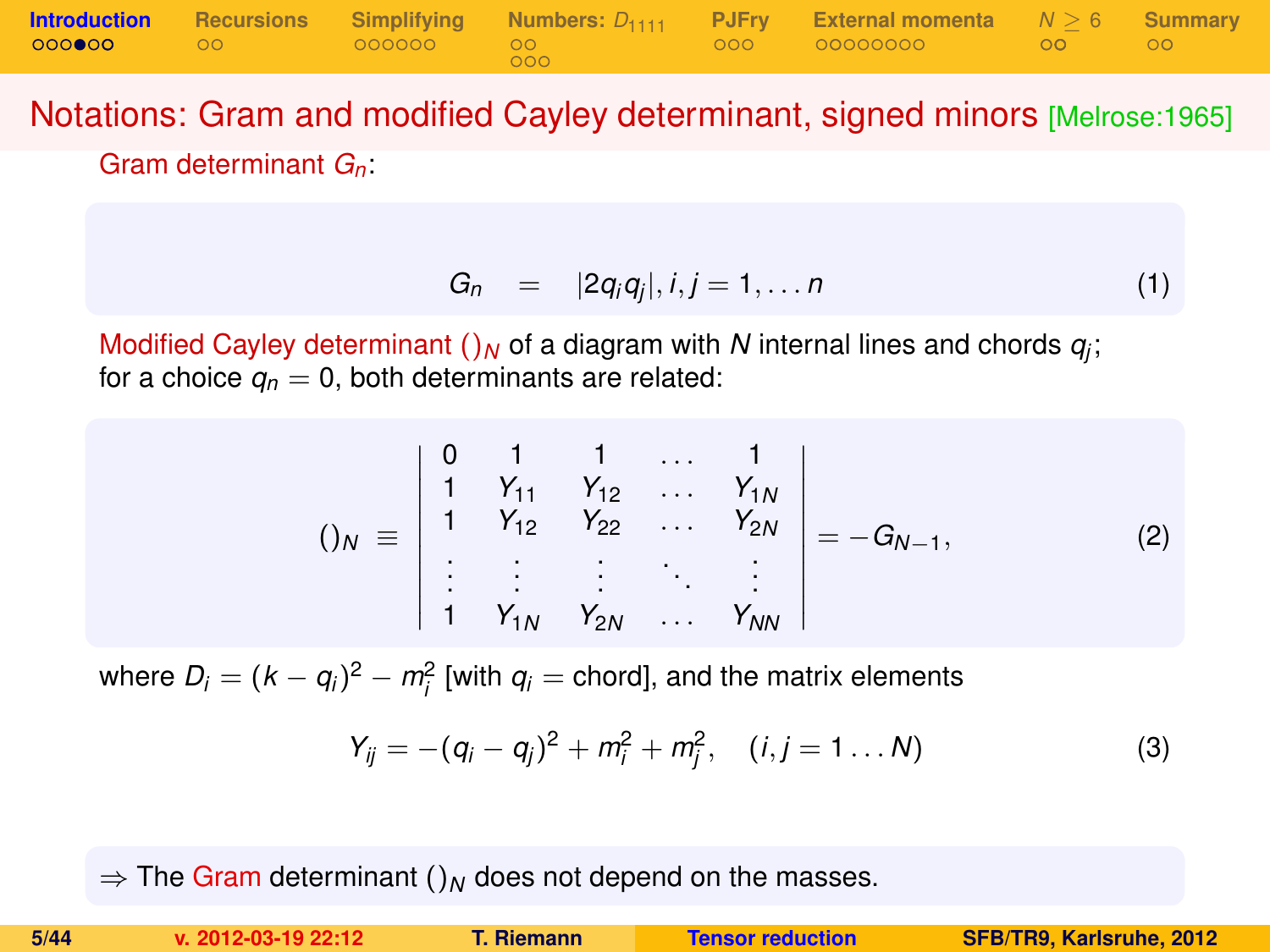## Notations: Gram and modified Cayley determinant, signed minors [Melrose:1965]

Gram determinant $G_n$:

$$G_n \quad = \quad |2q_i q_j|, i,j = 1, \dots n \tag{1}$$

Modified Cayley determinant $()_N$ of a diagram with $N$ internal lines and chords $q_j$; for a choice $q_n = 0$, both determinants are related:

$$()_N \equiv \begin{vmatrix} 0 & 1 & 1 & \dots & 1 \\ 1 & Y_{11} & Y_{12} & \dots & Y_{1N} \\ 1 & Y_{12} & Y_{22} & \dots & Y_{2N} \\ \vdots & \vdots & \vdots & \ddots & \vdots \\ 1 & Y_{1N} & Y_{2N} & \dots & Y_{NN} \end{vmatrix} = -G_{N-1}, \tag{2}$$

where $D_i = (k - q_i)^2 - m_i^2$ [with $q_i$ = chord], and the matrix elements

$$Y_{ij} = -(q_i - q_j)^2 + m_i^2 + m_j^2, \quad (i,j = 1 \dots N) \tag{3}$$

$\Rightarrow$ The Gram determinant $()_N$ does not depend on the masses.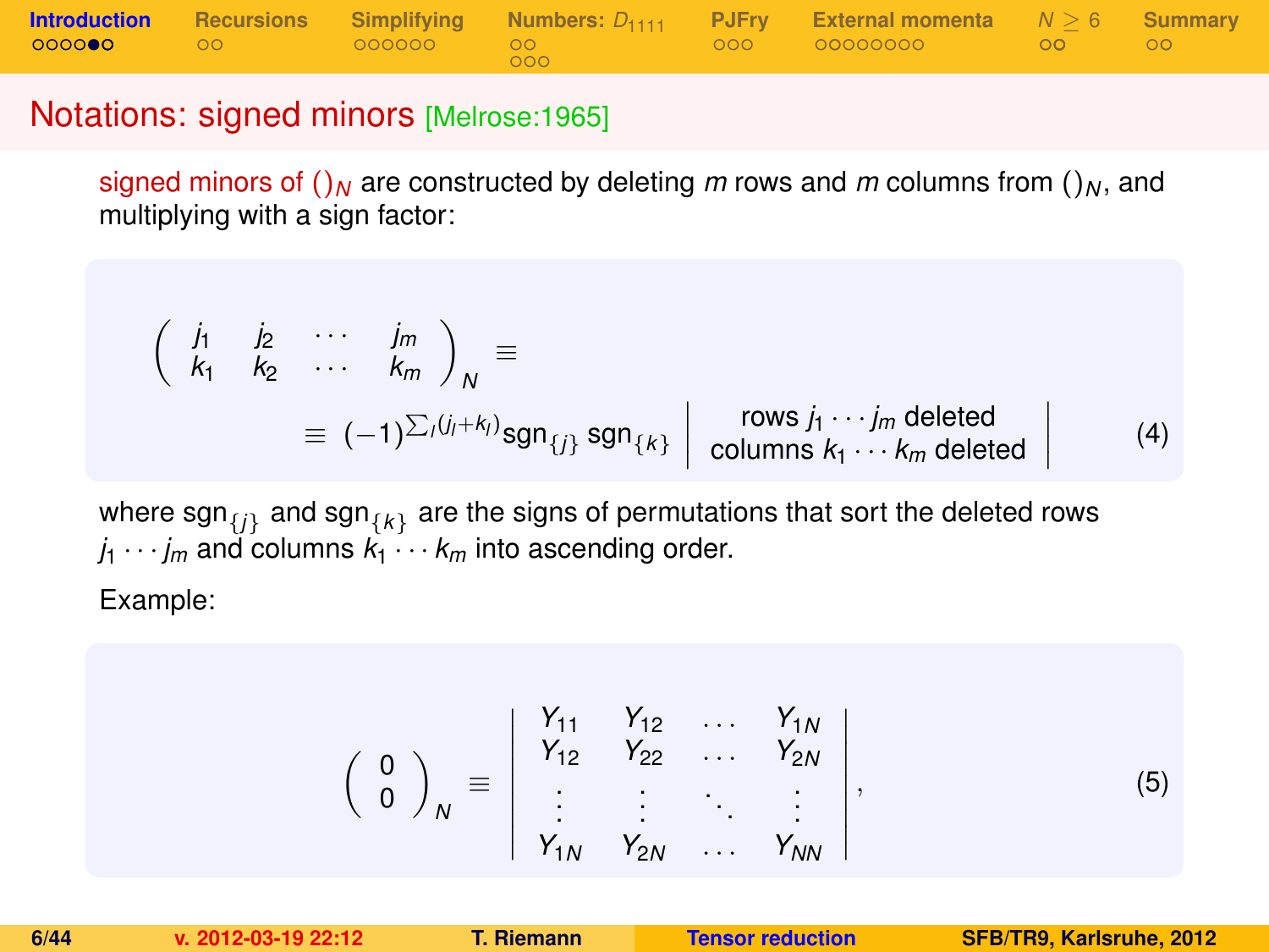## Notations: signed minors [Melrose:1965]

signed minors of $()_N$ are constructed by deleting $m$ rows and $m$ columns from $()_N$, and multiplying with a sign factor:

$$
\begin{pmatrix} j_1 & j_2 & \cdots & j_m \\ k_1 & k_2 & \cdots & k_m \end{pmatrix}_N \equiv
$$

$$
\equiv (-1)^{\sum_l (j_l+k_l)} \mathrm{sgn}_{\{j\}} \, \mathrm{sgn}_{\{k\}} \left| \begin{array}{c} \text{rows } j_1 \cdots j_m \text{ deleted} \\ \text{columns } k_1 \cdots k_m \text{ deleted} \end{array} \right| \tag{4}
$$

where $\mathrm{sgn}_{\{j\}}$ and $\mathrm{sgn}_{\{k\}}$ are the signs of permutations that sort the deleted rows $j_1 \cdots j_m$ and columns $k_1 \cdots k_m$ into ascending order.

Example:

$$
\begin{pmatrix} 0 \\ 0 \end{pmatrix}_N \equiv \begin{vmatrix} Y_{11} & Y_{12} & \ldots & Y_{1N} \\ Y_{12} & Y_{22} & \ldots & Y_{2N} \\ \vdots & \vdots & \ddots & \vdots \\ Y_{1N} & Y_{2N} & \ldots & Y_{NN} \end{vmatrix}, \tag{5}
$$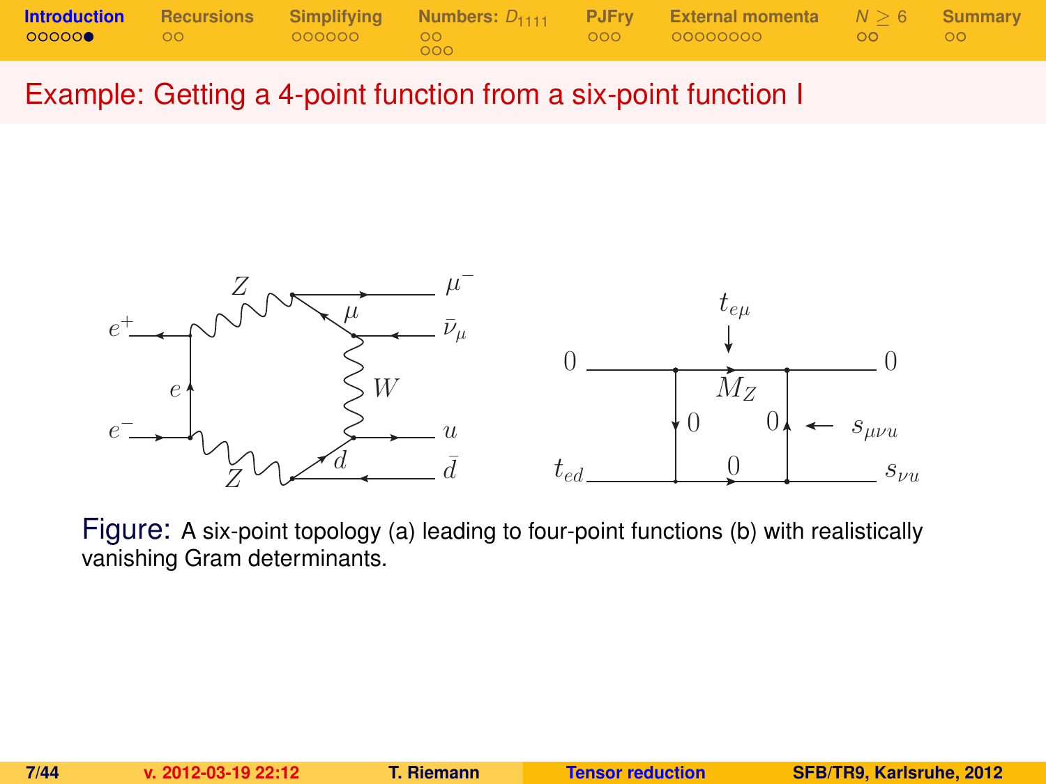# Example: Getting a 4-point function from a six-point function I

Figure: A six-point topology (a) leading to four-point functions (b) with realistically vanishing Gram determinants.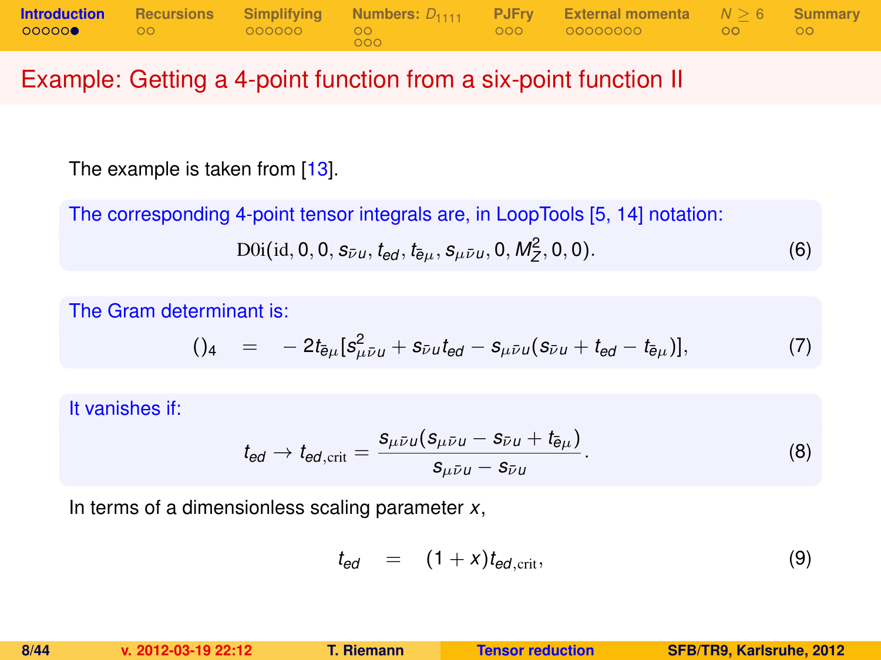# Example: Getting a 4-point function from a six-point function II

The example is taken from [13].

The corresponding 4-point tensor integrals are, in LoopTools [5, 14] notation:

$$\mathrm{D0i}(\mathrm{id}, 0, 0, s_{\bar{\nu}u}, t_{ed}, t_{\bar{e}\mu}, s_{\mu\bar{\nu}u}, 0, M_Z^2, 0, 0). \tag{6}$$

The Gram determinant is:

$$()_4 \quad = \quad -2t_{\bar{e}\mu}[s_{\mu\bar{\nu}u}^2 + s_{\bar{\nu}u}t_{ed} - s_{\mu\bar{\nu}u}(s_{\bar{\nu}u} + t_{ed} - t_{\bar{e}\mu})], \tag{7}$$

It vanishes if:

$$t_{ed} \to t_{ed,\mathrm{crit}} = \frac{s_{\mu\bar{\nu}u}(s_{\mu\bar{\nu}u} - s_{\bar{\nu}u} + t_{\bar{e}\mu})}{s_{\mu\bar{\nu}u} - s_{\bar{\nu}u}}. \tag{8}$$

In terms of a dimensionless scaling parameter $x$,

$$t_{ed} \quad = \quad (1+x)t_{ed,\mathrm{crit}}, \tag{9}$$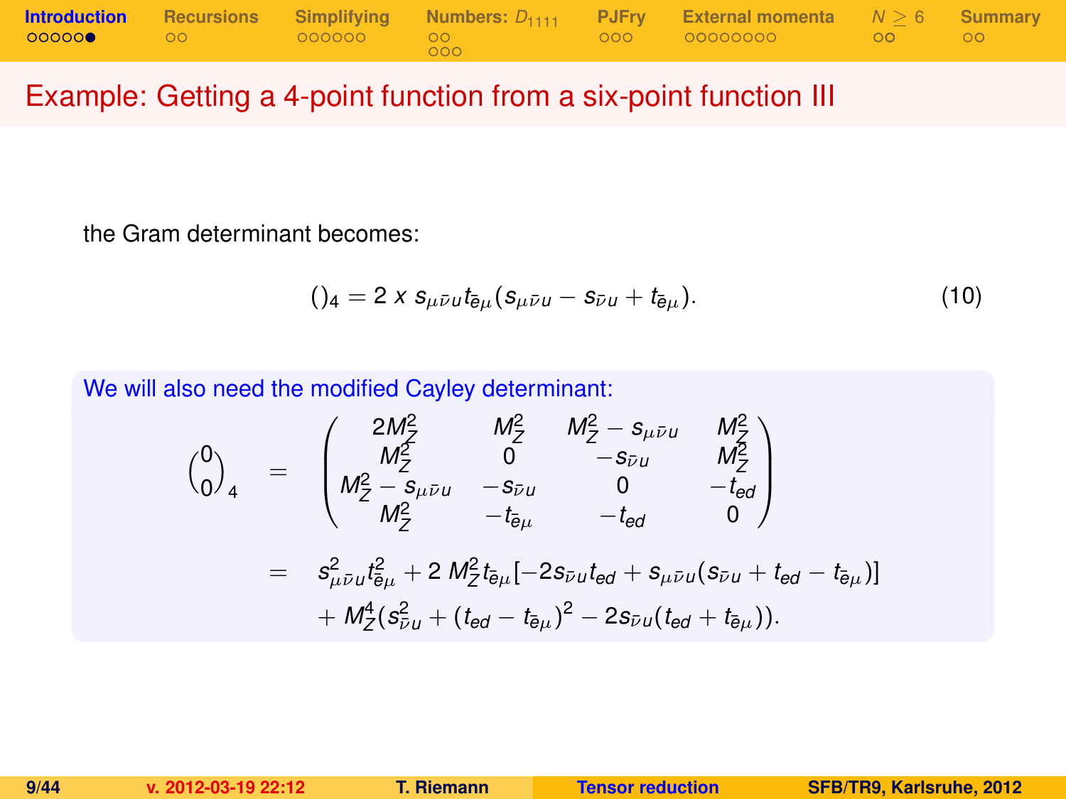## Example: Getting a 4-point function from a six-point function III

the Gram determinant becomes:

$$()_4 = 2\ x\ s_{\mu\bar{\nu}u} t_{\bar{e}\mu} (s_{\mu\bar{\nu}u} - s_{\bar{\nu}u} + t_{\bar{e}\mu}). \tag{10}$$

We will also need the modified Cayley determinant:

$$\begin{aligned}
\binom{0}{0}_4 &= \begin{pmatrix} 2M_Z^2 & M_Z^2 & M_Z^2 - s_{\mu\bar{\nu}u} & M_Z^2 \\ M_Z^2 & 0 & -s_{\bar{\nu}u} & M_Z^2 \\ M_Z^2 - s_{\mu\bar{\nu}u} & -s_{\bar{\nu}u} & 0 & -t_{ed} \\ M_Z^2 & -t_{\bar{e}\mu} & -t_{ed} & 0 \end{pmatrix} \\
&= s_{\mu\bar{\nu}u}^2 t_{\bar{e}\mu}^2 + 2\ M_Z^2 t_{\bar{e}\mu} [-2 s_{\bar{\nu}u} t_{ed} + s_{\mu\bar{\nu}u}(s_{\bar{\nu}u} + t_{ed} - t_{\bar{e}\mu})] \\
&\quad + M_Z^4 (s_{\bar{\nu}u}^2 + (t_{ed} - t_{\bar{e}\mu})^2 - 2 s_{\bar{\nu}u}(t_{ed} + t_{\bar{e}\mu})).
\end{aligned}$$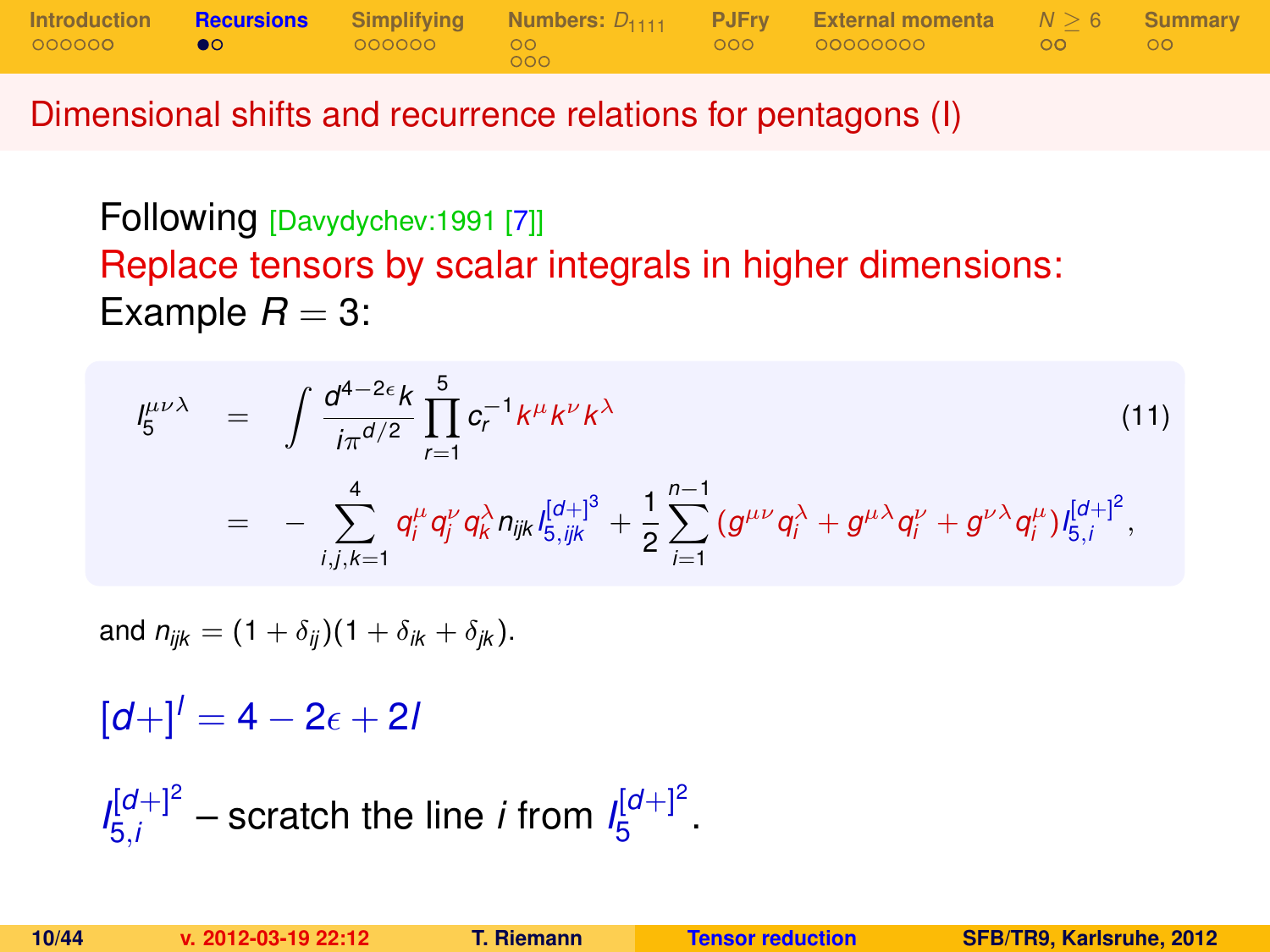## Dimensional shifts and recurrence relations for pentagons (I)

Following [Davydychev:1991 [7]]

Replace tensors by scalar integrals in higher dimensions:

Example $R = 3$:

$$
\begin{aligned}
I_5^{\mu\nu\lambda} &= \int \frac{d^{4-2\epsilon}k}{i\pi^{d/2}} \prod_{r=1}^{5} c_r^{-1} k^\mu k^\nu k^\lambda \qquad (11) \\
&= - \sum_{i,j,k=1}^{4} q_i^\mu q_j^\nu q_k^\lambda n_{ijk} I_{5,ijk}^{[d+]^3} + \frac{1}{2} \sum_{i=1}^{n-1} (g^{\mu\nu} q_i^\lambda + g^{\mu\lambda} q_i^\nu + g^{\nu\lambda} q_i^\mu) I_{5,i}^{[d+]^2},
\end{aligned}
$$

and $n_{ijk} = (1 + \delta_{ij})(1 + \delta_{ik} + \delta_{jk})$.

$[d+]^l = 4 - 2\epsilon + 2l$

$I_{5,i}^{[d+]^2}$ – scratch the line $i$ from $I_5^{[d+]^2}$.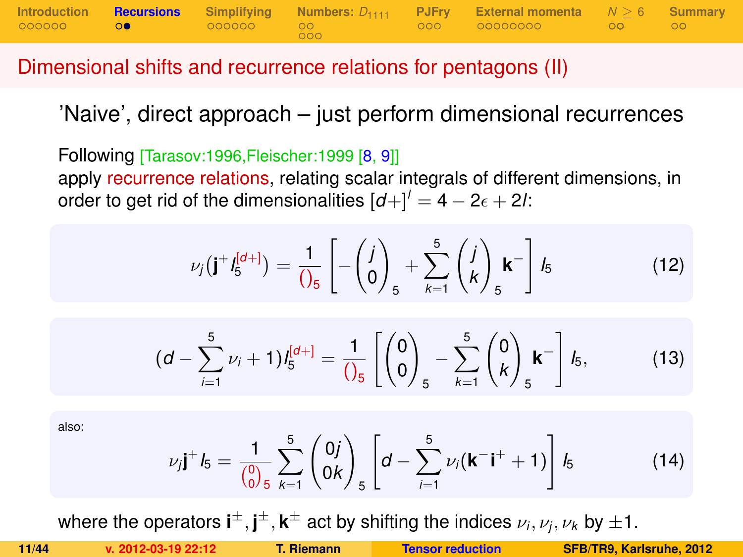## Dimensional shifts and recurrence relations for pentagons (II)

'Naive', direct approach – just perform dimensional recurrences

Following [Tarasov:1996,Fleischer:1999 [8, 9]]
apply recurrence relations, relating scalar integrals of different dimensions, in order to get rid of the dimensionalities $[d+]^l = 4 - 2\epsilon + 2l$:

$$\nu_j \left( \mathbf{j}^+ I_5^{[d+]} \right) = \frac{1}{()_5} \left[ - \begin{pmatrix} j \\ 0 \end{pmatrix}_5 + \sum_{k=1}^{5} \begin{pmatrix} j \\ k \end{pmatrix}_5 \mathbf{k}^- \right] I_5 \tag{12}$$

$$\left(d - \sum_{i=1}^{5} \nu_i + 1\right) I_5^{[d+]} = \frac{1}{()_5} \left[ \begin{pmatrix} 0 \\ 0 \end{pmatrix}_5 - \sum_{k=1}^{5} \begin{pmatrix} 0 \\ k \end{pmatrix}_5 \mathbf{k}^- \right] I_5, \tag{13}$$

also:

$$\nu_j \mathbf{j}^+ I_5 = \frac{1}{\binom{0}{0}_5} \sum_{k=1}^{5} \begin{pmatrix} 0j \\ 0k \end{pmatrix}_5 \left[ d - \sum_{i=1}^{5} \nu_i (\mathbf{k}^- \mathbf{i}^+ + 1) \right] I_5 \tag{14}$$

where the operators $\mathbf{i}^\pm, \mathbf{j}^\pm, \mathbf{k}^\pm$ act by shifting the indices $\nu_i, \nu_j, \nu_k$ by $\pm 1$.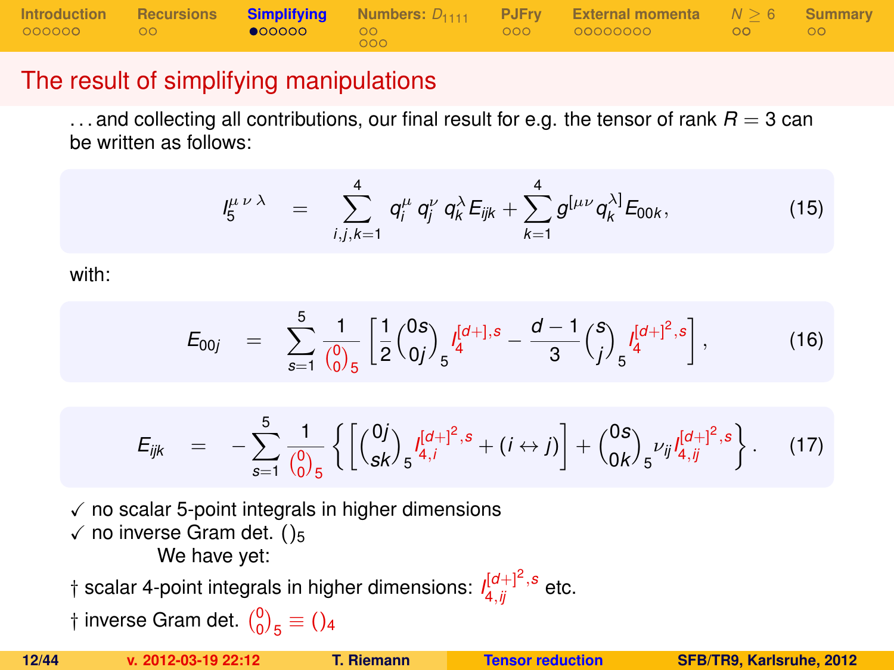# The result of simplifying manipulations

...and collecting all contributions, our final result for e.g. the tensor of rank $R = 3$ can be written as follows:

$$I_5^{\mu\,\nu\,\lambda} \quad = \quad \sum_{i,j,k=1}^{4} q_i^{\mu}\, q_j^{\nu}\, q_k^{\lambda} E_{ijk} + \sum_{k=1}^{4} g^{[\mu\nu} q_k^{\lambda]} E_{00k}, \tag{15}$$

with:

$$E_{00j} \quad = \quad \sum_{s=1}^{5} \frac{1}{\binom{0}{0}_5} \left[ \frac{1}{2} \binom{0s}{0j}_5 I_4^{[d+],s} - \frac{d-1}{3} \binom{s}{j}_5 I_4^{[d+]^2,s} \right], \tag{16}$$

$$E_{ijk} \quad = \quad -\sum_{s=1}^{5} \frac{1}{\binom{0}{0}_5} \left\{ \left[ \binom{0j}{sk}_5 I_{4,i}^{[d+]^2,s} + (i \leftrightarrow j) \right] + \binom{0s}{0k}_5 \nu_{ij} I_{4,ij}^{[d+]^2,s} \right\}. \tag{17}$$

✓ no scalar 5-point integrals in higher dimensions
✓ no inverse Gram det. $()_5$

We have yet:

† scalar 4-point integrals in higher dimensions: $I_{4,ij}^{[d+]^2,s}$ etc.

† inverse Gram det. $\binom{0}{0}_5 \equiv ()_4$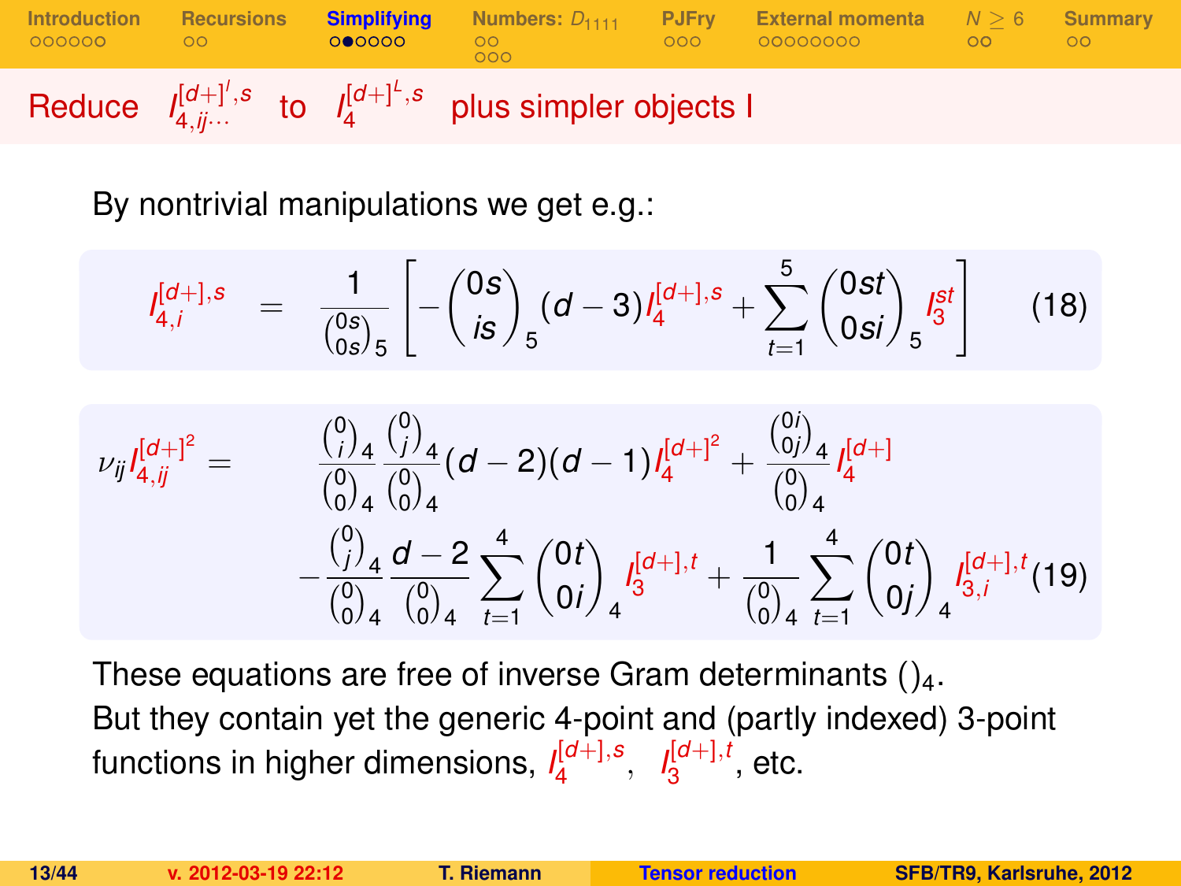## Reduce $I_{4,ij\cdots}^{[d+]^l,s}$ to $I_4^{[d+]^L,s}$ plus simpler objects I

By nontrivial manipulations we get e.g.:

$$I_{4,i}^{[d+],s} = \frac{1}{\binom{0s}{0s}_5}\left[-\binom{0s}{is}_5 (d-3) I_4^{[d+],s} + \sum_{t=1}^{5} \binom{0st}{0si}_5 I_3^{st}\right] \qquad (18)$$

$$\begin{aligned}
\nu_{ij} I_{4,ij}^{[d+]^2} = \; & \frac{\binom{0}{i}_4}{\binom{0}{0}_4} \frac{\binom{0}{j}_4}{\binom{0}{0}_4} (d-2)(d-1) I_4^{[d+]^2} + \frac{\binom{0i}{0j}_4}{\binom{0}{0}_4} I_4^{[d+]} \\
& - \frac{\binom{0}{j}_4}{\binom{0}{0}_4} \frac{d-2}{\binom{0}{0}_4} \sum_{t=1}^{4} \binom{0t}{0i}_4 I_3^{[d+],t} + \frac{1}{\binom{0}{0}_4} \sum_{t=1}^{4} \binom{0t}{0j}_4 I_{3,i}^{[d+],t} \qquad (19)
\end{aligned}$$

These equations are free of inverse Gram determinants $()_4$.
But they contain yet the generic 4-point and (partly indexed) 3-point functions in higher dimensions, $I_4^{[d+],s}$, $I_3^{[d+],t}$, etc.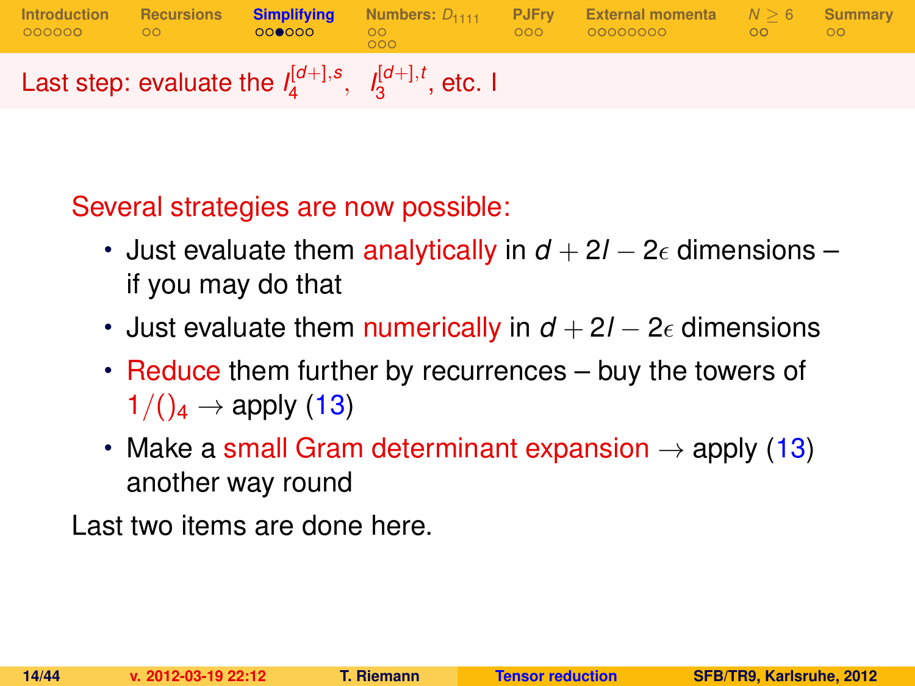## Last step: evaluate the $I_4^{[d+],s}$, $I_3^{[d+],t}$, etc. I

Several strategies are now possible:

- Just evaluate them analytically in $d + 2l - 2\epsilon$ dimensions – if you may do that
- Just evaluate them numerically in $d + 2l - 2\epsilon$ dimensions
- Reduce them further by recurrences – buy the towers of $1/()_4 \rightarrow$ apply (13)
- Make a small Gram determinant expansion $\rightarrow$ apply (13) another way round

Last two items are done here.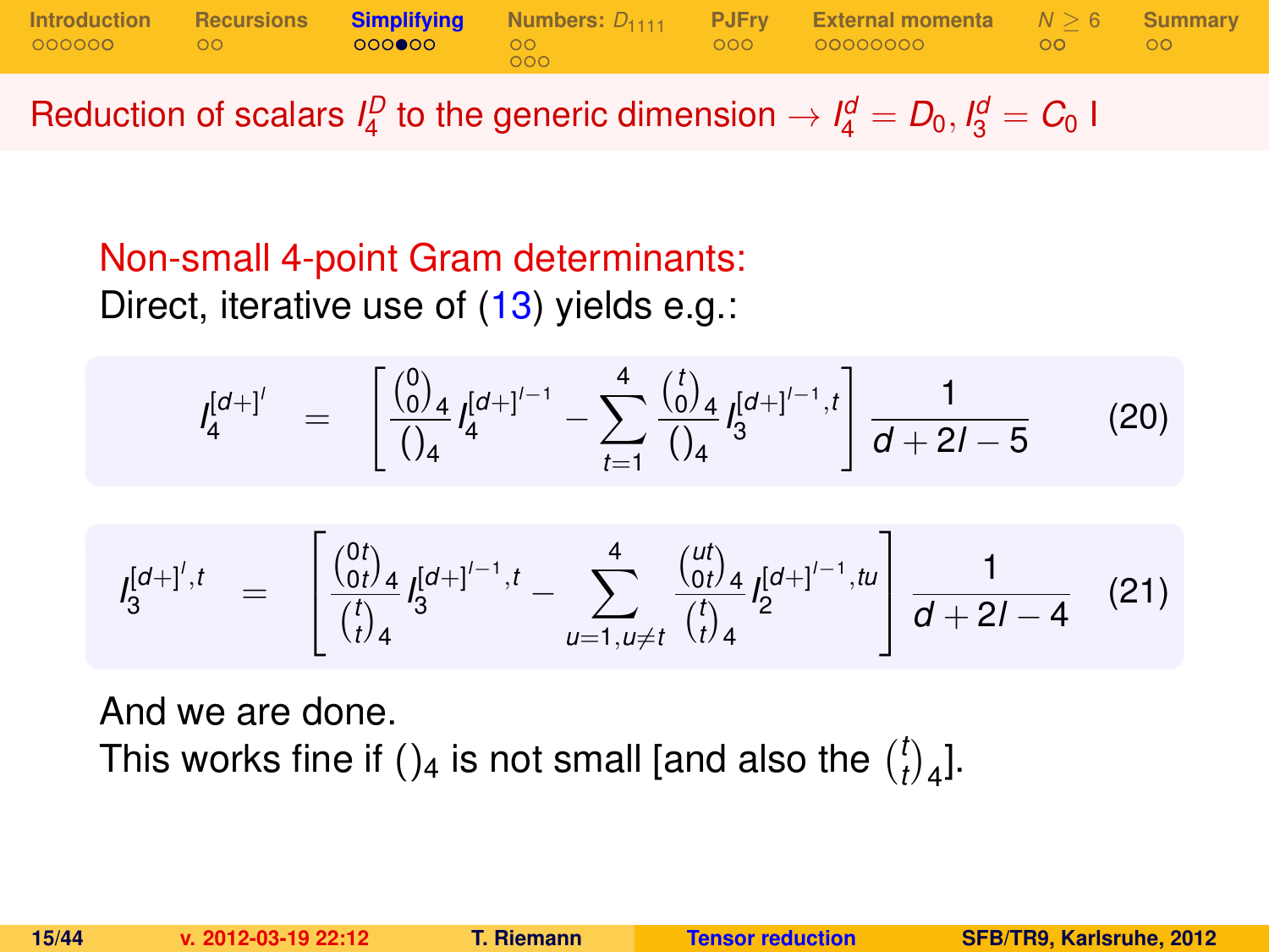## Reduction of scalars $I_4^D$ to the generic dimension $\rightarrow I_4^d = D_0, I_3^d = C_0$ I

Non-small 4-point Gram determinants:

Direct, iterative use of (13) yields e.g.:

$$I_4^{[d+]^l} = \left[ \frac{\binom{0}{0}_4}{()_4} I_4^{[d+]^{l-1}} - \sum_{t=1}^{4} \frac{\binom{t}{0}_4}{()_4} I_3^{[d+]^{l-1},t} \right] \frac{1}{d+2l-5} \qquad (20)$$

$$I_3^{[d+]^l,t} = \left[ \frac{\binom{0t}{0t}_4}{\binom{t}{t}_4} I_3^{[d+]^{l-1},t} - \sum_{u=1,u\neq t}^{4} \frac{\binom{ut}{0t}_4}{\binom{t}{t}_4} I_2^{[d+]^{l-1},tu} \right] \frac{1}{d+2l-4} \qquad (21)$$

And we are done.

This works fine if $()_4$ is not small [and also the $\binom{t}{t}_4$].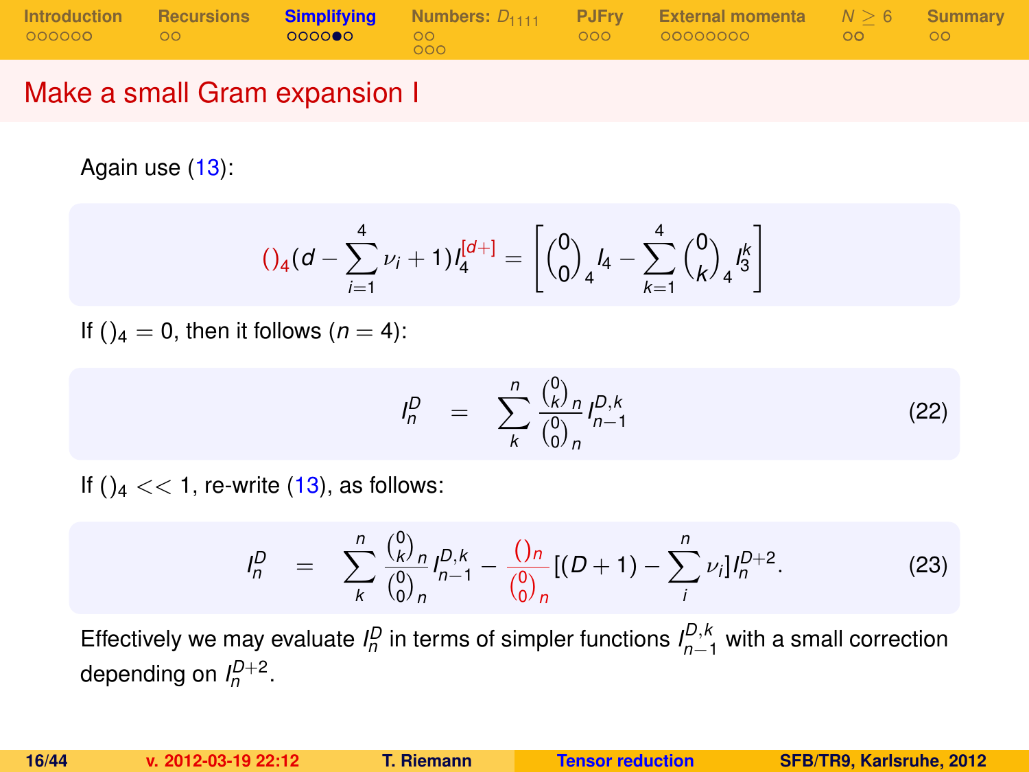## Make a small Gram expansion I

Again use (13):

$$()_4(d - \sum_{i=1}^{4} \nu_i + 1) I_4^{[d+]} = \left[ \binom{0}{0}_4 I_4 - \sum_{k=1}^{4} \binom{0}{k}_4 I_3^k \right]$$

If $()_4 = 0$, then it follows ($n = 4$):

$$I_n^D = \sum_k^n \frac{\binom{0}{k}_n}{\binom{0}{0}_n} I_{n-1}^{D,k} \tag{22}$$

If $()_4 << 1$, re-write (13), as follows:

$$I_n^D = \sum_k^n \frac{\binom{0}{k}_n}{\binom{0}{0}_n} I_{n-1}^{D,k} - \frac{()_n}{\binom{0}{0}_n} [(D+1) - \sum_i^n \nu_i] I_n^{D+2}. \tag{23}$$

Effectively we may evaluate $I_n^D$ in terms of simpler functions $I_{n-1}^{D,k}$ with a small correction depending on $I_n^{D+2}$.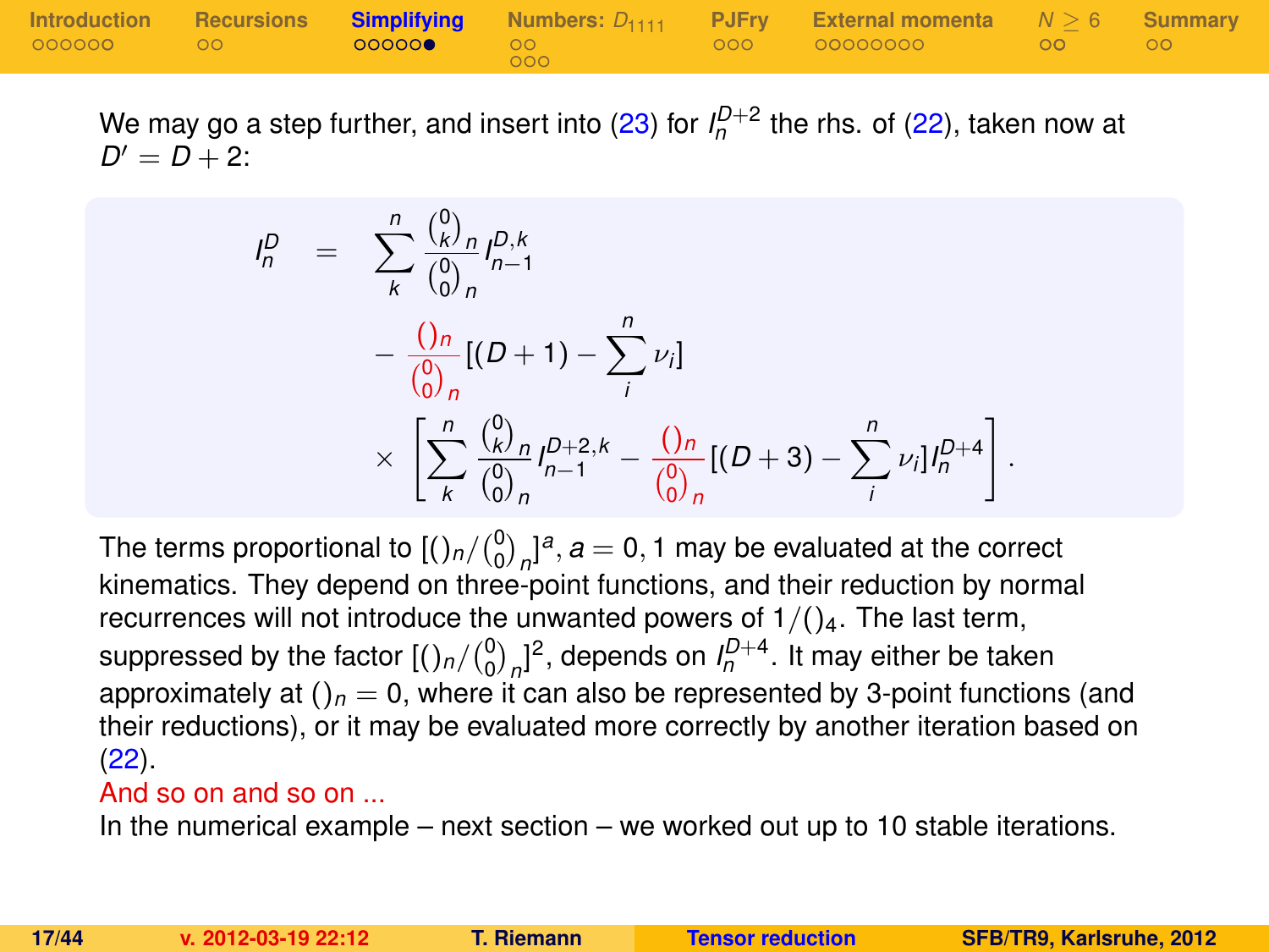We may go a step further, and insert into (23) for $I_n^{D+2}$ the rhs. of (22), taken now at $D' = D+2$:

$$
\begin{aligned}
I_n^D \quad = \quad & \sum_k^n \frac{\binom{0}{k}_n}{\binom{0}{0}_n} I_{n-1}^{D,k} \\
& - \frac{()_n}{\binom{0}{0}_n} [(D+1) - \sum_i^n \nu_i] \\
& \times \left[ \sum_k^n \frac{\binom{0}{k}_n}{\binom{0}{0}_n} I_{n-1}^{D+2,k} - \frac{()_n}{\binom{0}{0}_n} [(D+3) - \sum_i^n \nu_i] I_n^{D+4} \right].
\end{aligned}
$$

The terms proportional to $[()_n / \binom{0}{0}_n]^a, a = 0, 1$ may be evaluated at the correct kinematics. They depend on three-point functions, and their reduction by normal recurrences will not introduce the unwanted powers of $1/()_4$. The last term, suppressed by the factor $[()_n / \binom{0}{0}_n]^2$, depends on $I_n^{D+4}$. It may either be taken approximately at $()_n = 0$, where it can also be represented by 3-point functions (and their reductions), or it may be evaluated more correctly by another iteration based on (22).

And so on and so on ...

In the numerical example – next section – we worked out up to 10 stable iterations.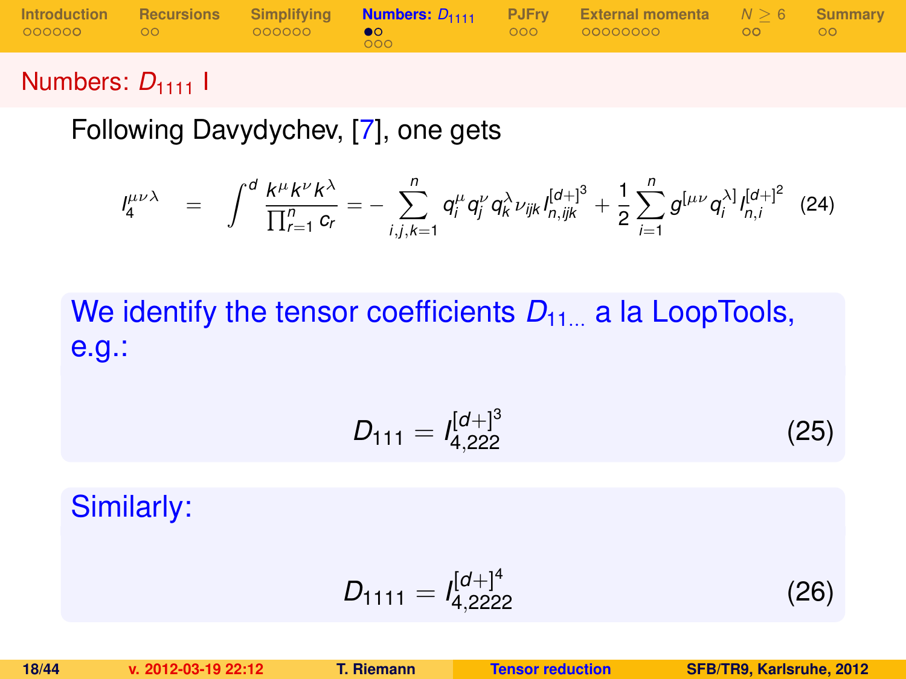## Numbers: $D_{1111}$ I

Following Davydychev, [7], one gets

$$I_4^{\mu\nu\lambda} = \int^d \frac{k^\mu k^\nu k^\lambda}{\prod_{r=1}^n c_r} = -\sum_{i,j,k=1}^n q_i^\mu q_j^\nu q_k^\lambda \nu_{ijk} I_{n,ijk}^{[d+]^3} + \frac{1}{2}\sum_{i=1}^n g^{[\mu\nu} q_i^{\lambda]} I_{n,i}^{[d+]^2} \quad (24)$$

We identify the tensor coefficients $D_{11\ldots}$ a la LoopTools, e.g.:

$$D_{111} = I_{4,222}^{[d+]^3} \quad (25)$$

Similarly:

$$D_{1111} = I_{4,2222}^{[d+]^4} \quad (26)$$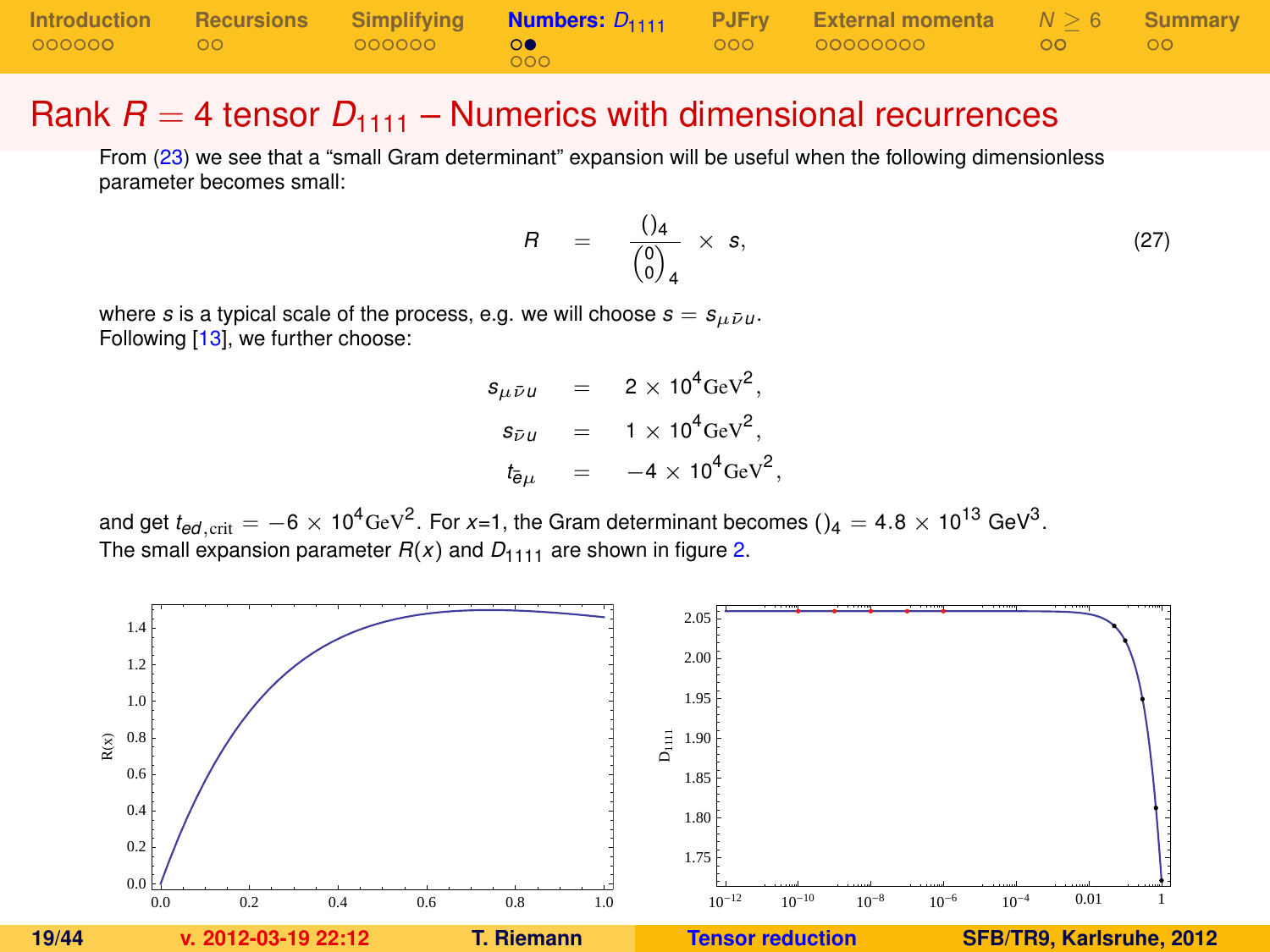# Rank $R = 4$ tensor $D_{1111}$ – Numerics with dimensional recurrences

From (23) we see that a "small Gram determinant" expansion will be useful when the following dimensionless parameter becomes small:

$$R = \frac{()_4}{\binom{0}{0}_4} \times s, \tag{27}$$

where $s$ is a typical scale of the process, e.g. we will choose $s = s_{\mu\bar{\nu}u}$.
Following [13], we further choose:

$$\begin{aligned}
s_{\mu\bar{\nu}u} &= 2 \times 10^4 \mathrm{GeV}^2, \\
s_{\bar{\nu}u} &= 1 \times 10^4 \mathrm{GeV}^2, \\
t_{\bar{e}\mu} &= -4 \times 10^4 \mathrm{GeV}^2,
\end{aligned}$$

and get $t_{ed,\mathrm{crit}} = -6 \times 10^4 \mathrm{GeV}^2$. For $x$=1, the Gram determinant becomes $()_4 = 4.8 \times 10^{13}$ GeV$^3$.
The small expansion parameter $R(x)$ and $D_{1111}$ are shown in figure 2.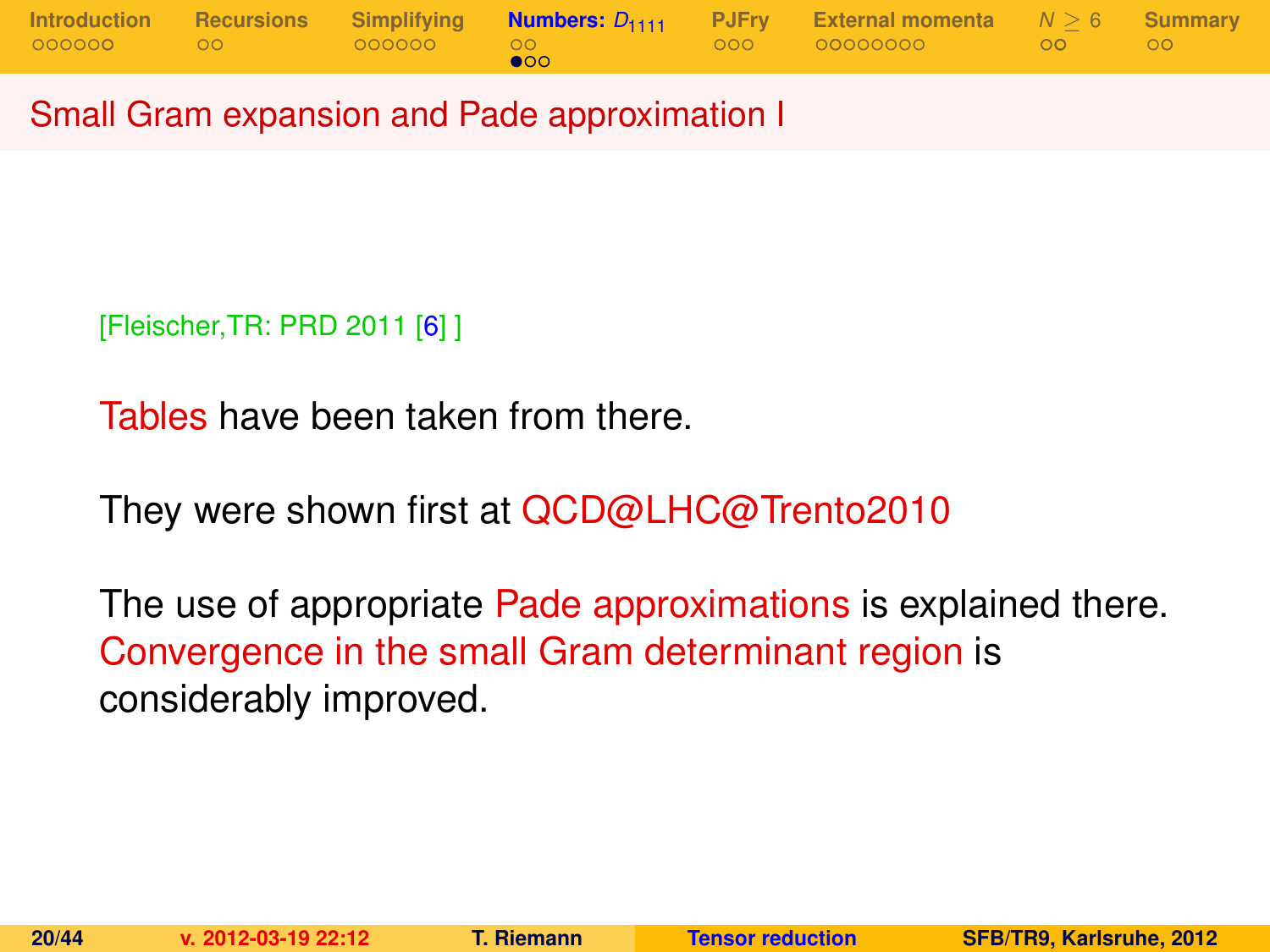## Small Gram expansion and Pade approximation I

[Fleischer,TR: PRD 2011 [6] ]

Tables have been taken from there.

They were shown first at QCD@LHC@Trento2010

The use of appropriate Pade approximations is explained there. Convergence in the small Gram determinant region is considerably improved.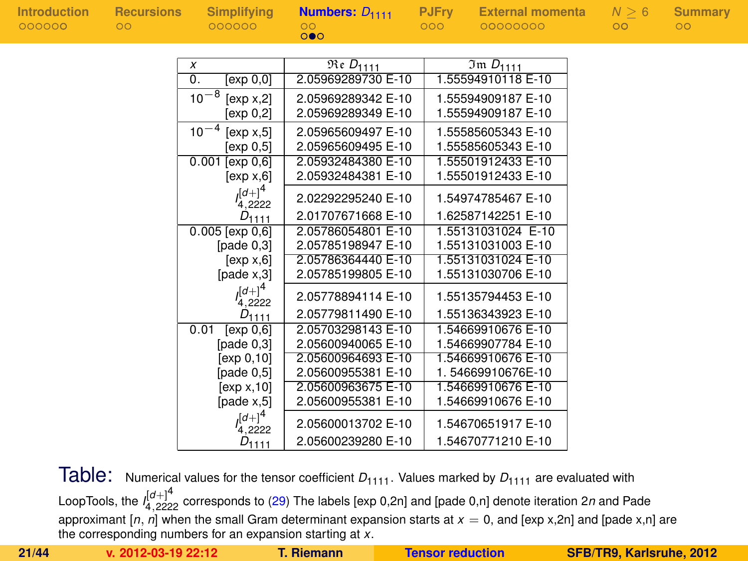| $x$ | | $\Re e\ D_{1111}$ | $\Im m\ D_{1111}$ |
|---|---|---|---|
| 0. | [exp 0,0] | 2.05969289730 E-10 | 1.55594910118 E-10 |
| $10^{-8}$ | [exp x,2] | 2.05969289342 E-10 | 1.55594909187 E-10 |
| | [exp 0,2] | 2.05969289349 E-10 | 1.55594909187 E-10 |
| $10^{-4}$ | [exp x,5] | 2.05965609497 E-10 | 1.55585605343 E-10 |
| | [exp 0,5] | 2.05965609495 E-10 | 1.55585605343 E-10 |
| 0.001 | [exp 0,6] | 2.05932484380 E-10 | 1.55501912433 E-10 |
| | [exp x,6] | 2.05932484381 E-10 | 1.55501912433 E-10 |
| | $I_{4,2222}^{[d+]^4}$ | 2.02292295240 E-10 | 1.54974785467 E-10 |
| | $D_{1111}$ | 2.01707671668 E-10 | 1.62587142251 E-10 |
| 0.005 | [exp 0,6] | 2.05786054801 E-10 | 1.55131031024 E-10 |
| | [pade 0,3] | 2.05785198947 E-10 | 1.55131031003 E-10 |
| | [exp x,6] | 2.05786364440 E-10 | 1.55131031024 E-10 |
| | [pade x,3] | 2.05785199805 E-10 | 1.55131030706 E-10 |
| | $I_{4,2222}^{[d+]^4}$ | 2.05778894114 E-10 | 1.55135794453 E-10 |
| | $D_{1111}$ | 2.05779811490 E-10 | 1.55136343923 E-10 |
| 0.01 | [exp 0,6] | 2.05703298143 E-10 | 1.54669910676 E-10 |
| | [pade 0,3] | 2.05600940065 E-10 | 1.54669907784 E-10 |
| | [exp 0,10] | 2.05600964693 E-10 | 1.54669910676 E-10 |
| | [pade 0,5] | 2.05600955381 E-10 | 1. 54669910676E-10 |
| | [exp x,10] | 2.05600963675 E-10 | 1.54669910676 E-10 |
| | [pade x,5] | 2.05600955381 E-10 | 1.54669910676 E-10 |
| | $I_{4,2222}^{[d+]^4}$ | 2.05600013702 E-10 | 1.54670651917 E-10 |
| | $D_{1111}$ | 2.05600239280 E-10 | 1.54670771210 E-10 |

Table: Numerical values for the tensor coefficient $D_{1111}$. Values marked by $D_{1111}$ are evaluated with LoopTools, the $I_{4,2222}^{[d+]^4}$ corresponds to (29) The labels [exp 0,2n] and [pade 0,n] denote iteration $2n$ and Pade approximant $[n, n]$ when the small Gram determinant expansion starts at $x = 0$, and [exp x,2n] and [pade x,n] are the corresponding numbers for an expansion starting at $x$.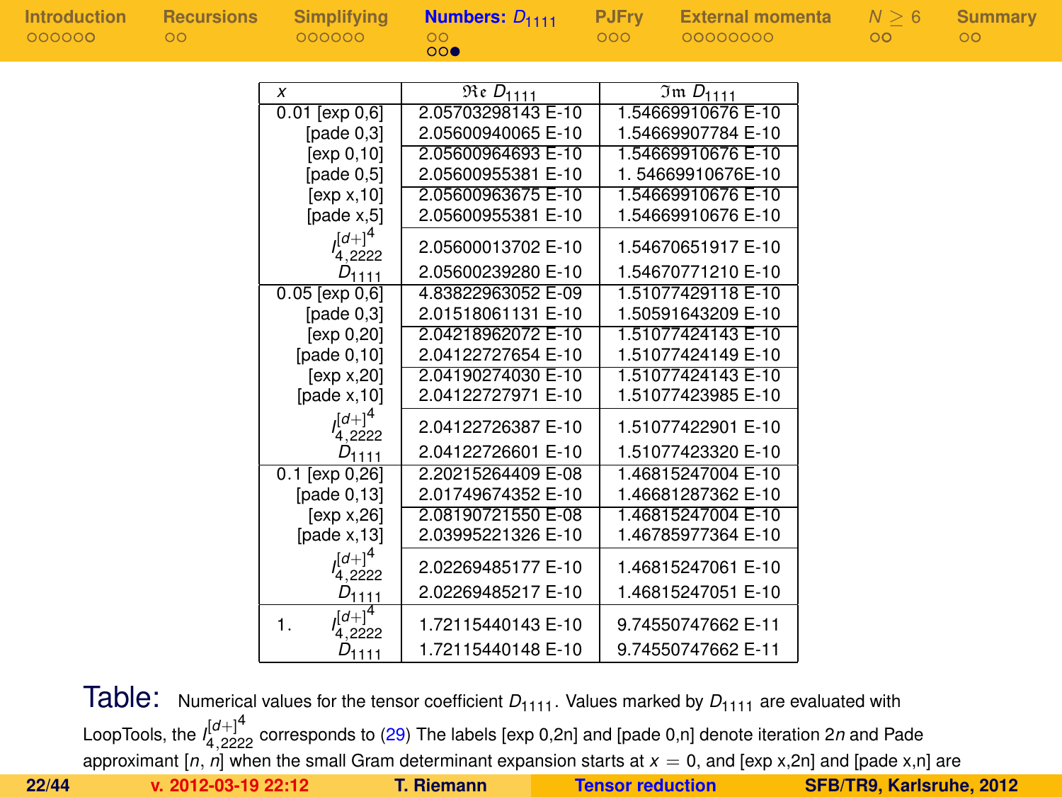| $x$ | | $\Re e\ D_{1111}$ | $\Im m\ D_{1111}$ |
|---|---|---|---|
| 0.01 | [exp 0,6] | 2.05703298143 E-10 | 1.54669910676 E-10 |
| | [pade 0,3] | 2.05600940065 E-10 | 1.54669907784 E-10 |
| | [exp 0,10] | 2.05600964693 E-10 | 1.54669910676 E-10 |
| | [pade 0,5] | 2.05600955381 E-10 | 1. 54669910676E-10 |
| | [exp x,10] | 2.05600963675 E-10 | 1.54669910676 E-10 |
| | [pade x,5] | 2.05600955381 E-10 | 1.54669910676 E-10 |
| | $I_{4,2222}^{[d+]^4}$ | 2.05600013702 E-10 | 1.54670651917 E-10 |
| | $D_{1111}$ | 2.05600239280 E-10 | 1.54670771210 E-10 |
| 0.05 | [exp 0,6] | 4.83822963052 E-09 | 1.51077429118 E-10 |
| | [pade 0,3] | 2.01518061131 E-10 | 1.50591643209 E-10 |
| | [exp 0,20] | 2.04218962072 E-10 | 1.51077424143 E-10 |
| | [pade 0,10] | 2.04122727654 E-10 | 1.51077424149 E-10 |
| | [exp x,20] | 2.04190274030 E-10 | 1.51077424143 E-10 |
| | [pade x,10] | 2.04122727971 E-10 | 1.51077423985 E-10 |
| | $I_{4,2222}^{[d+]^4}$ | 2.04122726387 E-10 | 1.51077422901 E-10 |
| | $D_{1111}$ | 2.04122726601 E-10 | 1.51077423320 E-10 |
| 0.1 | [exp 0,26] | 2.20215264409 E-08 | 1.46815247004 E-10 |
| | [pade 0,13] | 2.01749674352 E-10 | 1.46681287362 E-10 |
| | [exp x,26] | 2.08190721550 E-08 | 1.46815247004 E-10 |
| | [pade x,13] | 2.03995221326 E-10 | 1.46785977364 E-10 |
| | $I_{4,2222}^{[d+]^4}$ | 2.02269485177 E-10 | 1.46815247061 E-10 |
| | $D_{1111}$ | 2.02269485217 E-10 | 1.46815247051 E-10 |
| 1. | $I_{4,2222}^{[d+]^4}$ | 1.72115440143 E-10 | 9.74550747662 E-11 |
| | $D_{1111}$ | 1.72115440148 E-10 | 9.74550747662 E-11 |

Table: Numerical values for the tensor coefficient $D_{1111}$. Values marked by $D_{1111}$ are evaluated with LoopTools, the $I_{4,2222}^{[d+]^4}$ corresponds to (29) The labels [exp 0,2n] and [pade 0,n] denote iteration $2n$ and Pade approximant $[n, n]$ when the small Gram determinant expansion starts at $x = 0$, and [exp x,2n] and [pade x,n] are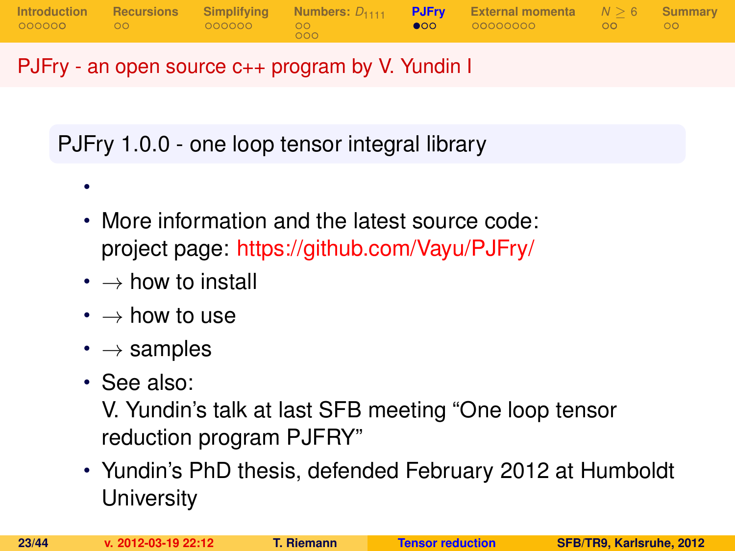# PJFry - an open source c++ program by V. Yundin I

## PJFry 1.0.0 - one loop tensor integral library

- 
- More information and the latest source code:
  project page: https://github.com/Vayu/PJFry/
- $\rightarrow$ how to install
- $\rightarrow$ how to use
- $\rightarrow$ samples
- See also:
  V. Yundin's talk at last SFB meeting "One loop tensor reduction program PJFRY"
- Yundin's PhD thesis, defended February 2012 at Humboldt University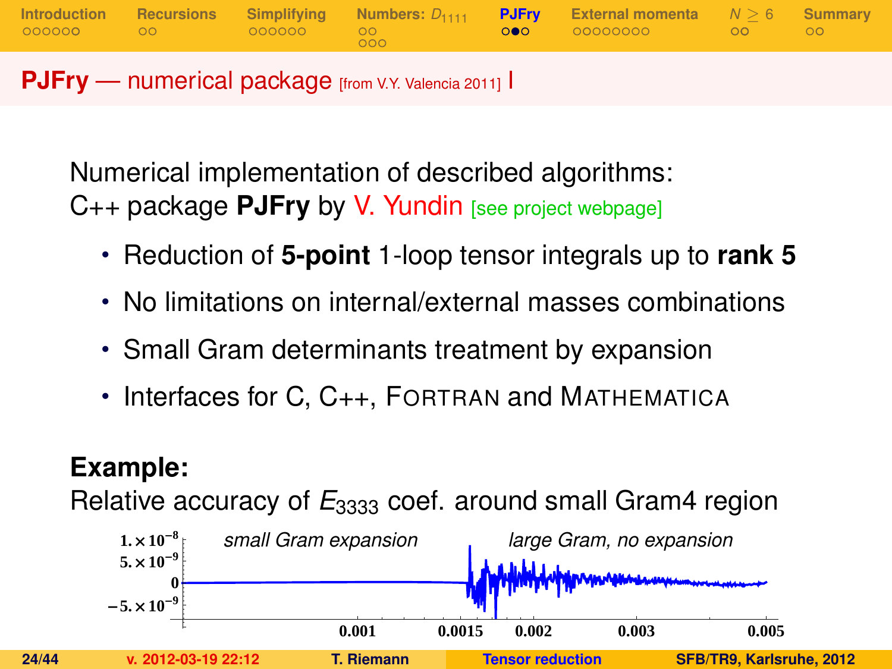## PJFry — numerical package [from V.Y. Valencia 2011] I

Numerical implementation of described algorithms:
C++ package **PJFry** by V. Yundin [see project webpage]

- Reduction of **5-point** 1-loop tensor integrals up to **rank 5**
- No limitations on internal/external masses combinations
- Small Gram determinants treatment by expansion
- Interfaces for C, C++, FORTRAN and MATHEMATICA

**Example:**
Relative accuracy of $E_{3333}$ coef. around small Gram4 region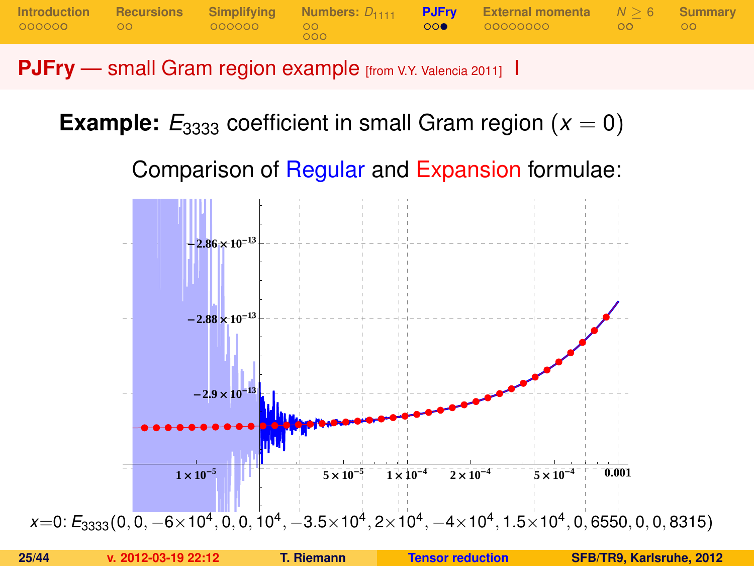## PJFry — small Gram region example [from V.Y. Valencia 2011] I

**Example:** $E_{3333}$ coefficient in small Gram region ($x = 0$)

Comparison of Regular and Expansion formulae:

$x{=}0$: $E_{3333}(0, 0, -6{\times}10^4, 0, 0, 10^4, -3.5{\times}10^4, 2{\times}10^4, -4{\times}10^4, 1.5{\times}10^4, 0, 6550, 0, 0, 8315)$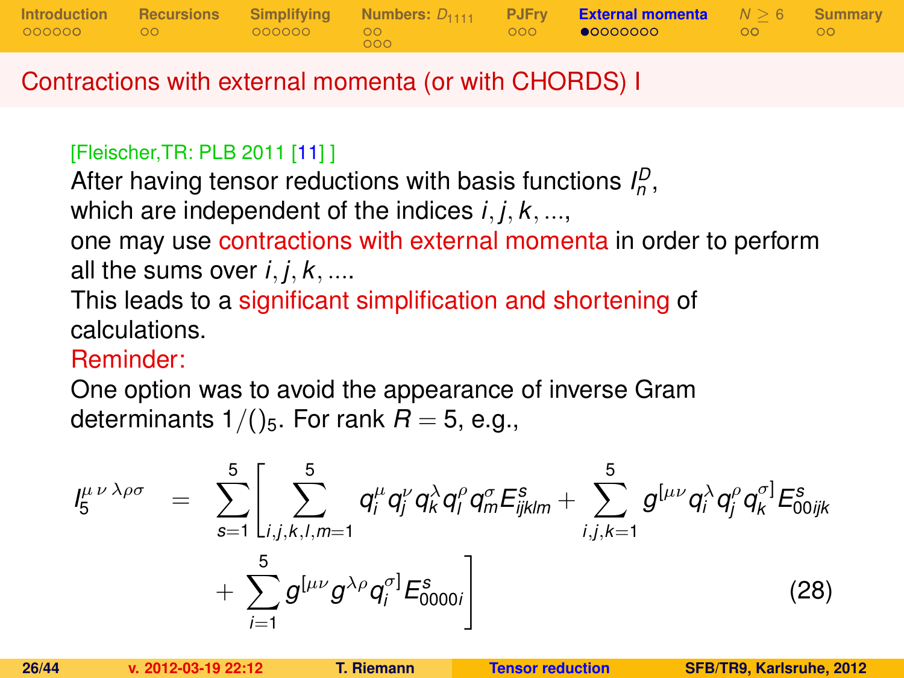## Contractions with external momenta (or with CHORDS) I

[Fleischer,TR: PLB 2011 [11] ]

After having tensor reductions with basis functions $I_n^D$, which are independent of the indices $i, j, k, ...$, one may use contractions with external momenta in order to perform all the sums over $i, j, k, ....$

This leads to a significant simplification and shortening of calculations.

Reminder:

One option was to avoid the appearance of inverse Gram determinants $1/()_5$. For rank $R = 5$, e.g.,

$$I_5^{\mu\,\nu\,\lambda\rho\sigma} = \sum_{s=1}^{5} \left[ \sum_{i,j,k,l,m=1}^{5} q_i^\mu q_j^\nu q_k^\lambda q_l^\rho q_m^\sigma E_{ijklm}^s + \sum_{i,j,k=1}^{5} g^{[\mu\nu} q_i^\lambda q_j^\rho q_k^{\sigma]} E_{00ijk}^s \right.$$
$$\left. + \sum_{i=1}^{5} g^{[\mu\nu} g^{\lambda\rho} q_i^{\sigma]} E_{0000i}^s \right] \tag{28}$$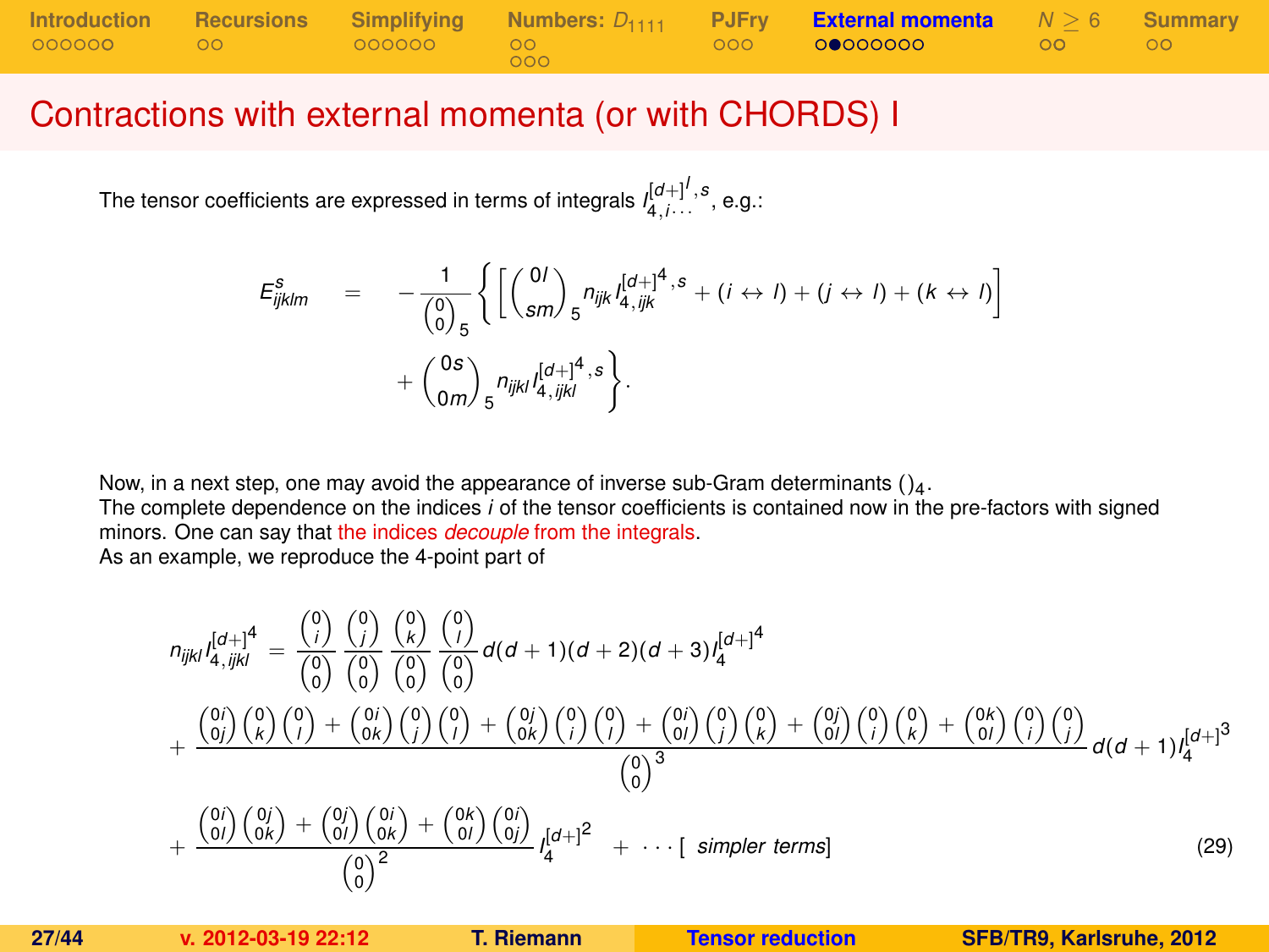# Contractions with external momenta (or with CHORDS) I

The tensor coefficients are expressed in terms of integrals $I_{4,i\cdots}^{[d+]^l,s}$, e.g.:

$$
\begin{aligned}
E_{ijklm}^{s} \quad = \quad & -\frac{1}{\binom{0}{0}_5}\left\{\left[\binom{0l}{sm}_5 n_{ijk} I_{4,ijk}^{[d+]^4,s} + (i \leftrightarrow l) + (j \leftrightarrow l) + (k \leftrightarrow l)\right]\right. \\
& \left. + \binom{0s}{0m}_5 n_{ijkl} I_{4,ijkl}^{[d+]^4,s}\right\}.
\end{aligned}
$$

Now, in a next step, one may avoid the appearance of inverse sub-Gram determinants $()_4$.
The complete dependence on the indices $i$ of the tensor coefficients is contained now in the pre-factors with signed minors. One can say that the indices *decouple* from the integrals.
As an example, we reproduce the 4-point part of

$$
\begin{aligned}
n_{ijkl} I_{4,ijkl}^{[d+]^4} = & \frac{\binom{0}{i}}{\binom{0}{0}} \frac{\binom{0}{j}}{\binom{0}{0}} \frac{\binom{0}{k}}{\binom{0}{0}} \frac{\binom{0}{l}}{\binom{0}{0}} d(d+1)(d+2)(d+3) I_4^{[d+]^4} \\
+ & \frac{\binom{0i}{0j}\binom{0}{k}\binom{0}{l} + \binom{0i}{0k}\binom{0}{j}\binom{0}{l} + \binom{0j}{0k}\binom{0}{i}\binom{0}{l} + \binom{0i}{0l}\binom{0}{j}\binom{0}{k} + \binom{0j}{0l}\binom{0}{i}\binom{0}{k} + \binom{0k}{0l}\binom{0}{i}\binom{0}{j}}{\binom{0}{0}^3} d(d+1) I_4^{[d+]^3} \\
+ & \frac{\binom{0i}{0l}\binom{0j}{0k} + \binom{0j}{0l}\binom{0i}{0k} + \binom{0k}{0l}\binom{0i}{0j}}{\binom{0}{0}^2} I_4^{[d+]^2} \quad + \cdots [\textit{ simpler terms}]
\end{aligned}
\tag{29}
$$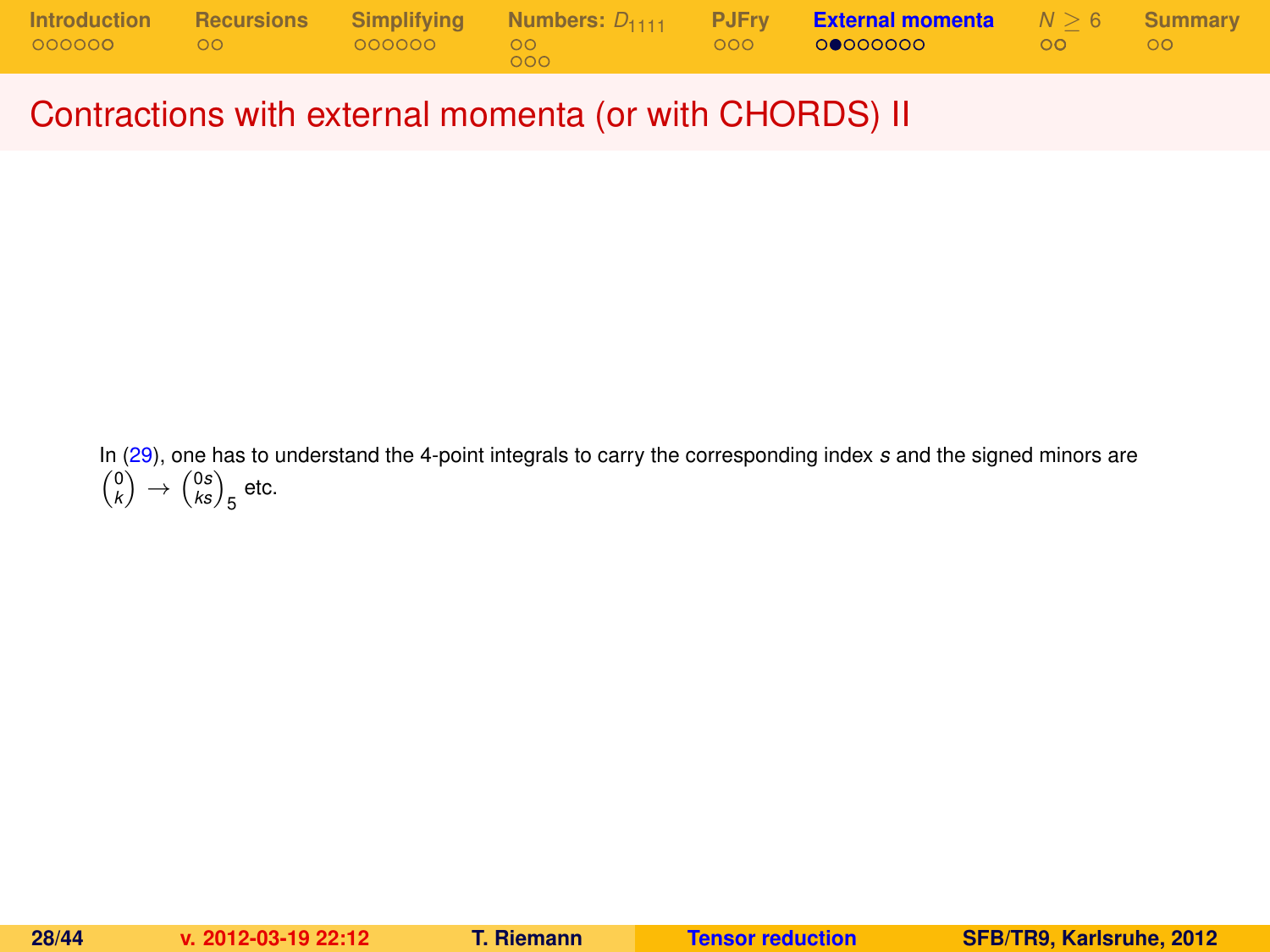# Contractions with external momenta (or with CHORDS) II

In (29), one has to understand the 4-point integrals to carry the corresponding index $s$ and the signed minors are $\binom{0}{k} \to \binom{0s}{ks}_5$ etc.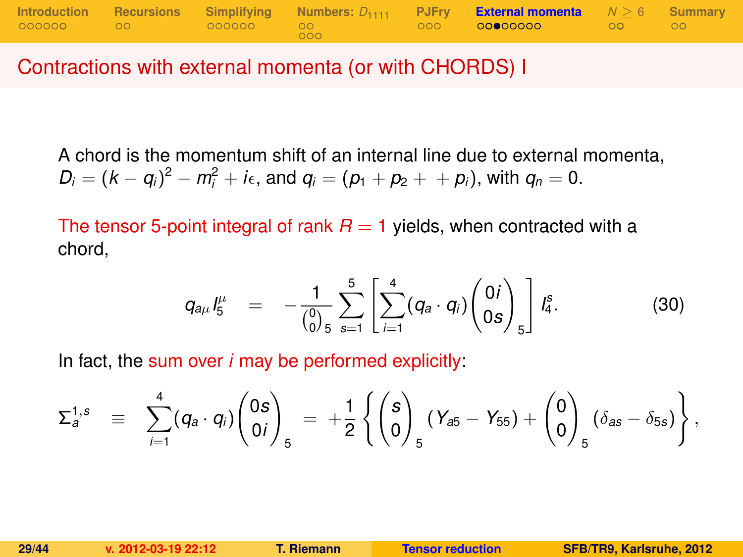## Contractions with external momenta (or with CHORDS) I

A chord is the momentum shift of an internal line due to external momenta, $D_i = (k - q_i)^2 - m_i^2 + i\epsilon$, and $q_i = (p_1 + p_2 + \;\; + p_i)$, with $q_n = 0$.

The tensor 5-point integral of rank $R = 1$ yields, when contracted with a chord,

$$q_{a\mu} I_5^\mu \quad = \quad -\frac{1}{\binom{0}{0}_5} \sum_{s=1}^{5} \left[ \sum_{i=1}^{4} (q_a \cdot q_i) \begin{pmatrix} 0i \\ 0s \end{pmatrix}_5 \right] I_4^s. \tag{30}$$

In fact, the sum over $i$ may be performed explicitly:

$$\Sigma_a^{1,s} \quad \equiv \quad \sum_{i=1}^{4} (q_a \cdot q_i) \begin{pmatrix} 0s \\ 0i \end{pmatrix}_5 \quad = \quad +\frac{1}{2} \left\{ \begin{pmatrix} s \\ 0 \end{pmatrix}_5 (Y_{a5} - Y_{55}) + \begin{pmatrix} 0 \\ 0 \end{pmatrix}_5 (\delta_{as} - \delta_{5s}) \right\},$$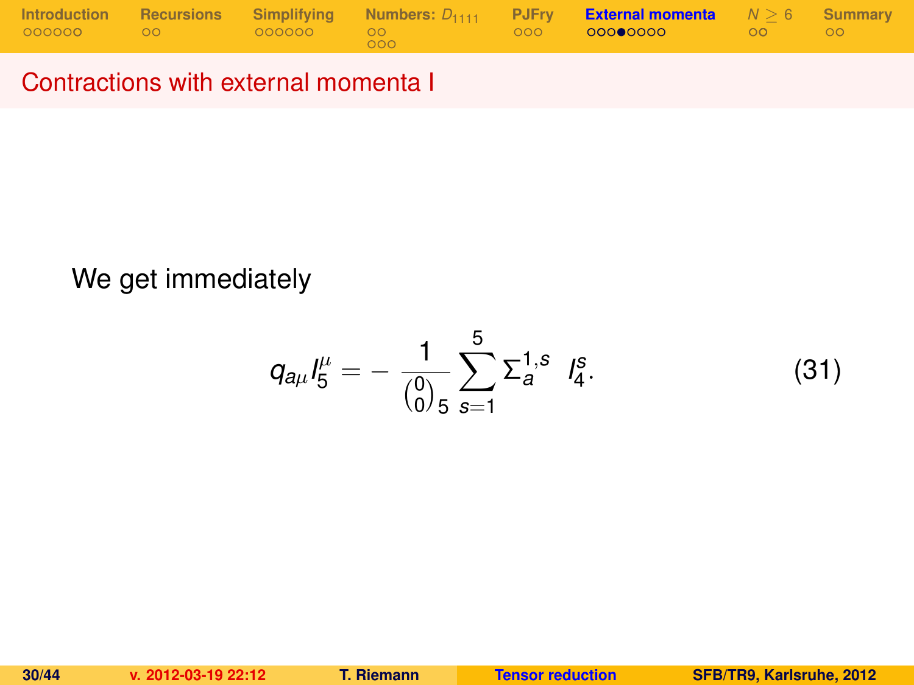## Contractions with external momenta I

We get immediately

$$q_{a\mu} I_5^{\mu} = -\frac{1}{\binom{0}{0}_5} \sum_{s=1}^{5} \Sigma_a^{1,s} \;\; I_4^s. \tag{31}$$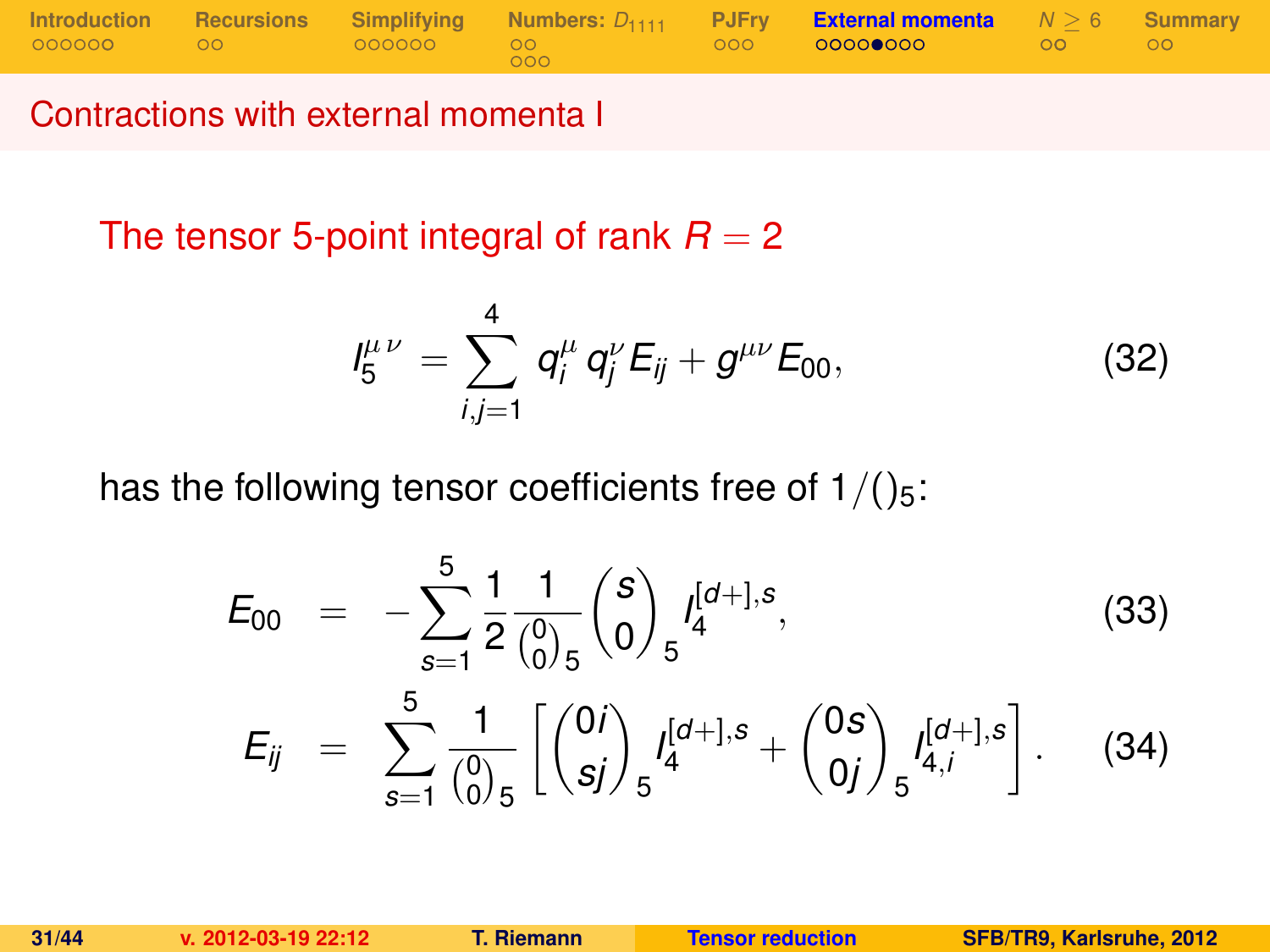## Contractions with external momenta I

### The tensor 5-point integral of rank $R = 2$

$$I_5^{\mu\,\nu} = \sum_{i,j=1}^{4} q_i^{\mu}\, q_j^{\nu}\, E_{ij} + g^{\mu\nu}\, E_{00}, \tag{32}$$

has the following tensor coefficients free of $1/()_5$:

$$E_{00} = -\sum_{s=1}^{5} \frac{1}{2} \frac{1}{\binom{0}{0}_5} \binom{s}{0}_5 I_4^{[d+],s}, \tag{33}$$

$$E_{ij} = \sum_{s=1}^{5} \frac{1}{\binom{0}{0}_5} \left[ \binom{0i}{sj}_5 I_4^{[d+],s} + \binom{0s}{0j}_5 I_{4,i}^{[d+],s} \right]. \tag{34}$$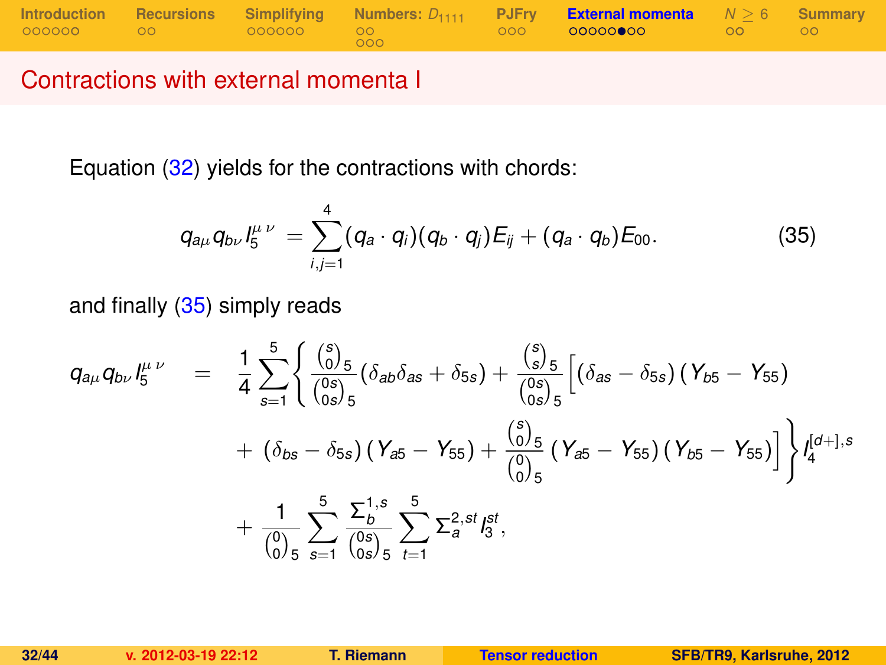## Contractions with external momenta I

Equation (32) yields for the contractions with chords:

$$q_{a\mu} q_{b\nu} I_5^{\mu\,\nu} = \sum_{i,j=1}^{4} (q_a \cdot q_i)(q_b \cdot q_j) E_{ij} + (q_a \cdot q_b) E_{00}. \tag{35}$$

and finally (35) simply reads

$$
\begin{aligned}
q_{a\mu} q_{b\nu} I_5^{\mu\,\nu} \quad = \quad & \frac{1}{4} \sum_{s=1}^{5} \Bigg\{ \frac{\binom{s}{0}_5}{\binom{0s}{0s}_5} \left( \delta_{ab}\delta_{as} + \delta_{5s} \right) + \frac{\binom{s}{s}_5}{\binom{0s}{0s}_5} \Big[ \left( \delta_{as} - \delta_{5s} \right) \left( Y_{b5} - Y_{55} \right) \\
& + \left( \delta_{bs} - \delta_{5s} \right) \left( Y_{a5} - Y_{55} \right) + \frac{\binom{s}{0}_5}{\binom{0}{0}_5} \left( Y_{a5} - Y_{55} \right) \left( Y_{b5} - Y_{55} \right) \Big] \Bigg\} I_4^{[d+],s} \\
& + \frac{1}{\binom{0}{0}_5} \sum_{s=1}^{5} \frac{\Sigma_b^{1,s}}{\binom{0s}{0s}_5} \sum_{t=1}^{5} \Sigma_a^{2,st} I_3^{st},
\end{aligned}
$$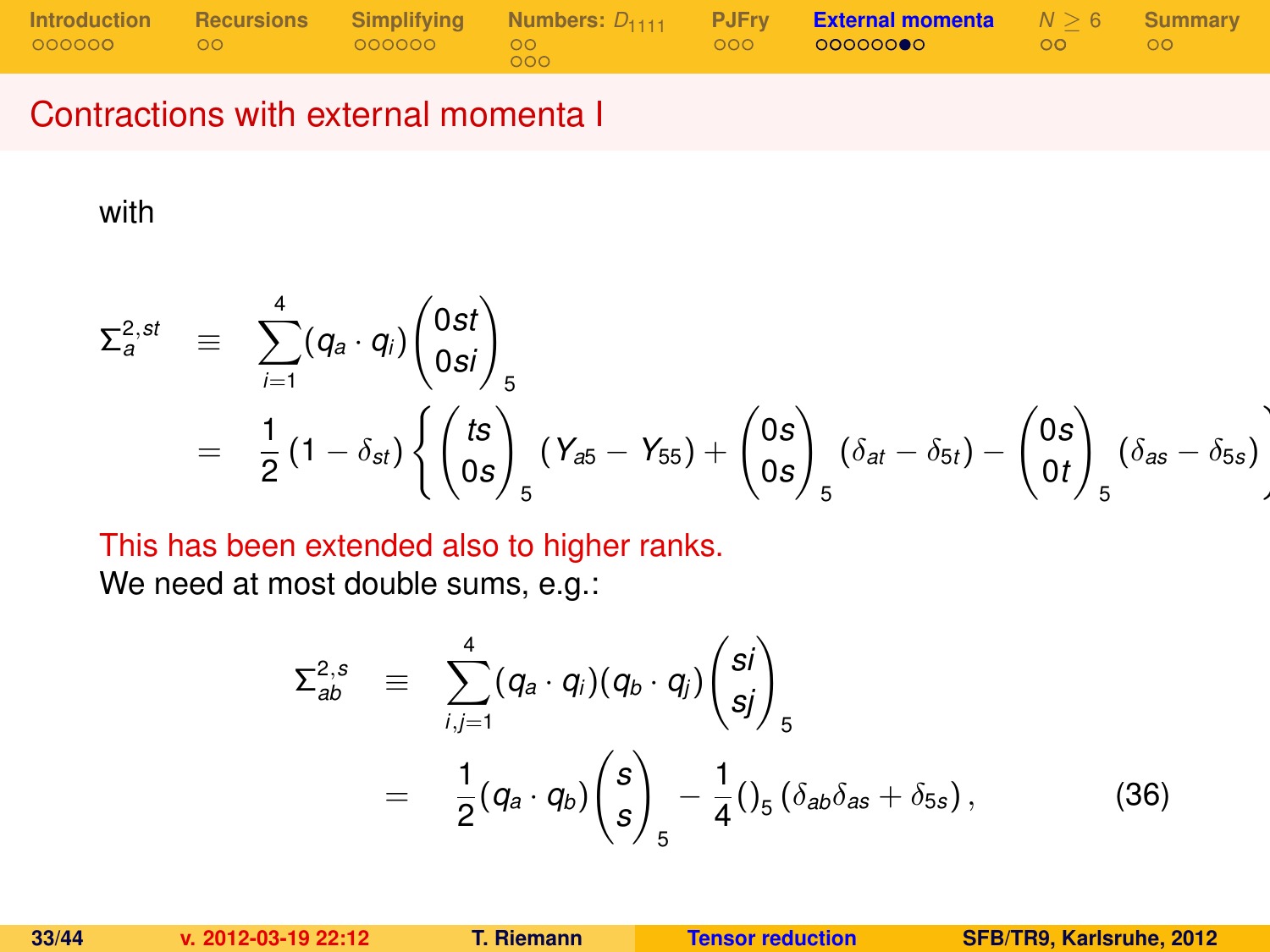## Contractions with external momenta I

with

$$
\begin{aligned}
\Sigma_a^{2,st} &\equiv \sum_{i=1}^{4} (q_a \cdot q_i) \begin{pmatrix} 0st \\ 0si \end{pmatrix}_5 \\
&= \frac{1}{2}\left(1 - \delta_{st}\right) \left\{ \begin{pmatrix} ts \\ 0s \end{pmatrix}_5 (Y_{a5} - Y_{55}) + \begin{pmatrix} 0s \\ 0s \end{pmatrix}_5 (\delta_{at} - \delta_{5t}) - \begin{pmatrix} 0s \\ 0t \end{pmatrix}_5 (\delta_{as} - \delta_{5s}) \right.
\end{aligned}
$$

This has been extended also to higher ranks.

We need at most double sums, e.g.:

$$
\begin{aligned}
\Sigma_{ab}^{2,s} &\equiv \sum_{i,j=1}^{4} (q_a \cdot q_i)(q_b \cdot q_j) \begin{pmatrix} si \\ sj \end{pmatrix}_5 \\
&= \frac{1}{2}(q_a \cdot q_b) \begin{pmatrix} s \\ s \end{pmatrix}_5 - \frac{1}{4}()_5 \left(\delta_{ab}\delta_{as} + \delta_{5s}\right), \qquad (36)
\end{aligned}
$$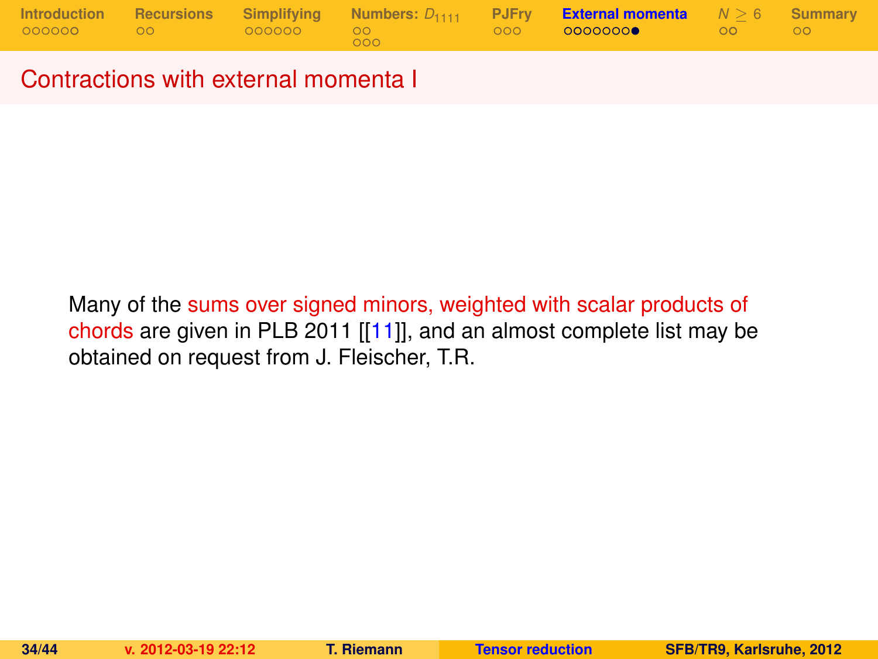## Contractions with external momenta I

Many of the sums over signed minors, weighted with scalar products of chords are given in PLB 2011 [[11]], and an almost complete list may be obtained on request from J. Fleischer, T.R.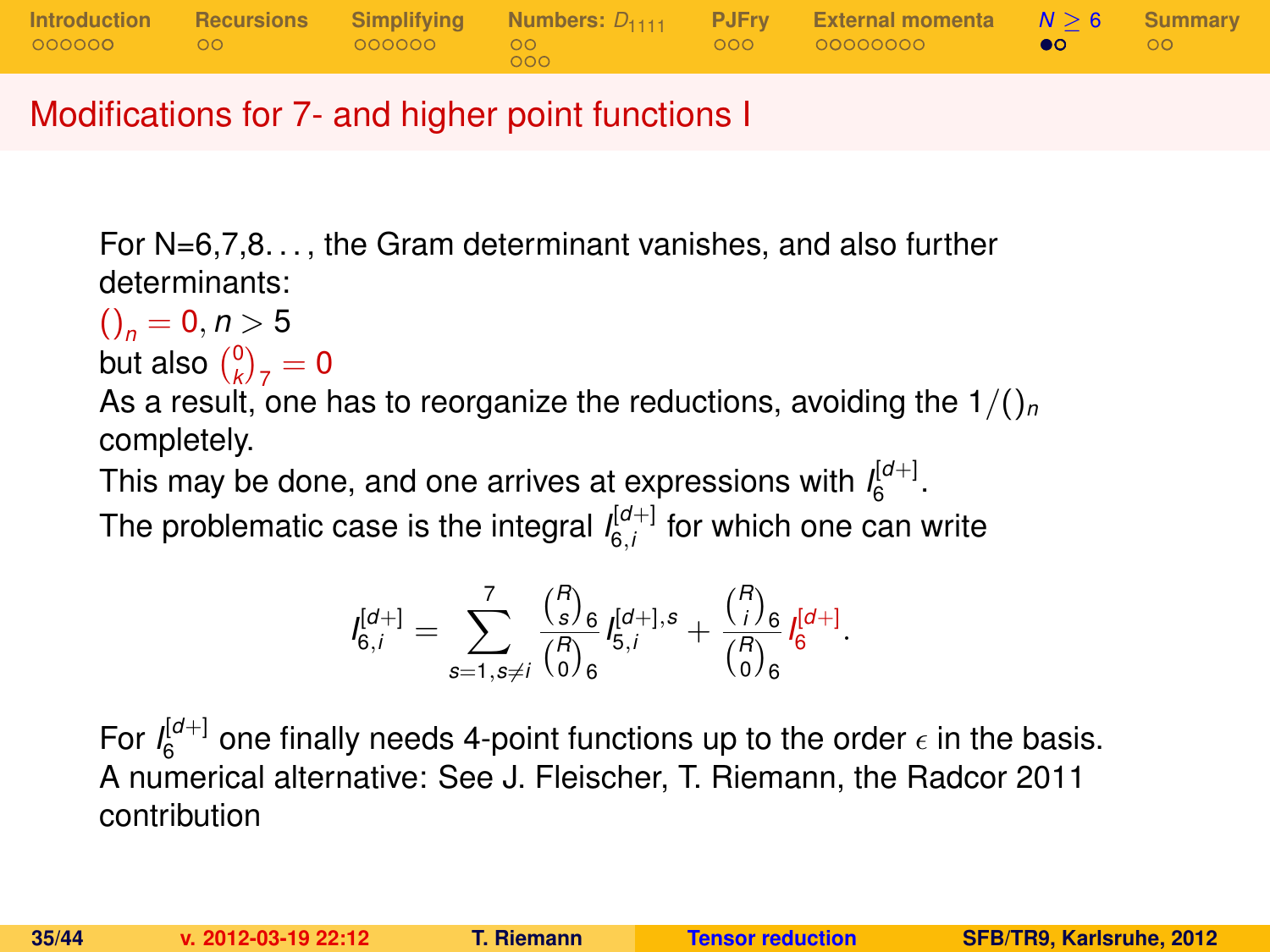## Modifications for 7- and higher point functions I

For N=6,7,8..., the Gram determinant vanishes, and also further determinants:

$()_n = 0, n > 5$

but also ${0 \choose k}_7 = 0$

As a result, one has to reorganize the reductions, avoiding the $1/()_n$ completely.

This may be done, and one arrives at expressions with $I_6^{[d+]}$.

The problematic case is the integral $I_{6,i}^{[d+]}$ for which one can write

$$I_{6,i}^{[d+]} = \sum_{s=1, s\neq i}^{7} \frac{{R \choose s}_6}{{R \choose 0}_6} I_{5,i}^{[d+],s} + \frac{{R \choose i}_6}{{R \choose 0}_6} I_6^{[d+]}.$$

For $I_6^{[d+]}$ one finally needs 4-point functions up to the order $\epsilon$ in the basis.

A numerical alternative: See J. Fleischer, T. Riemann, the Radcor 2011 contribution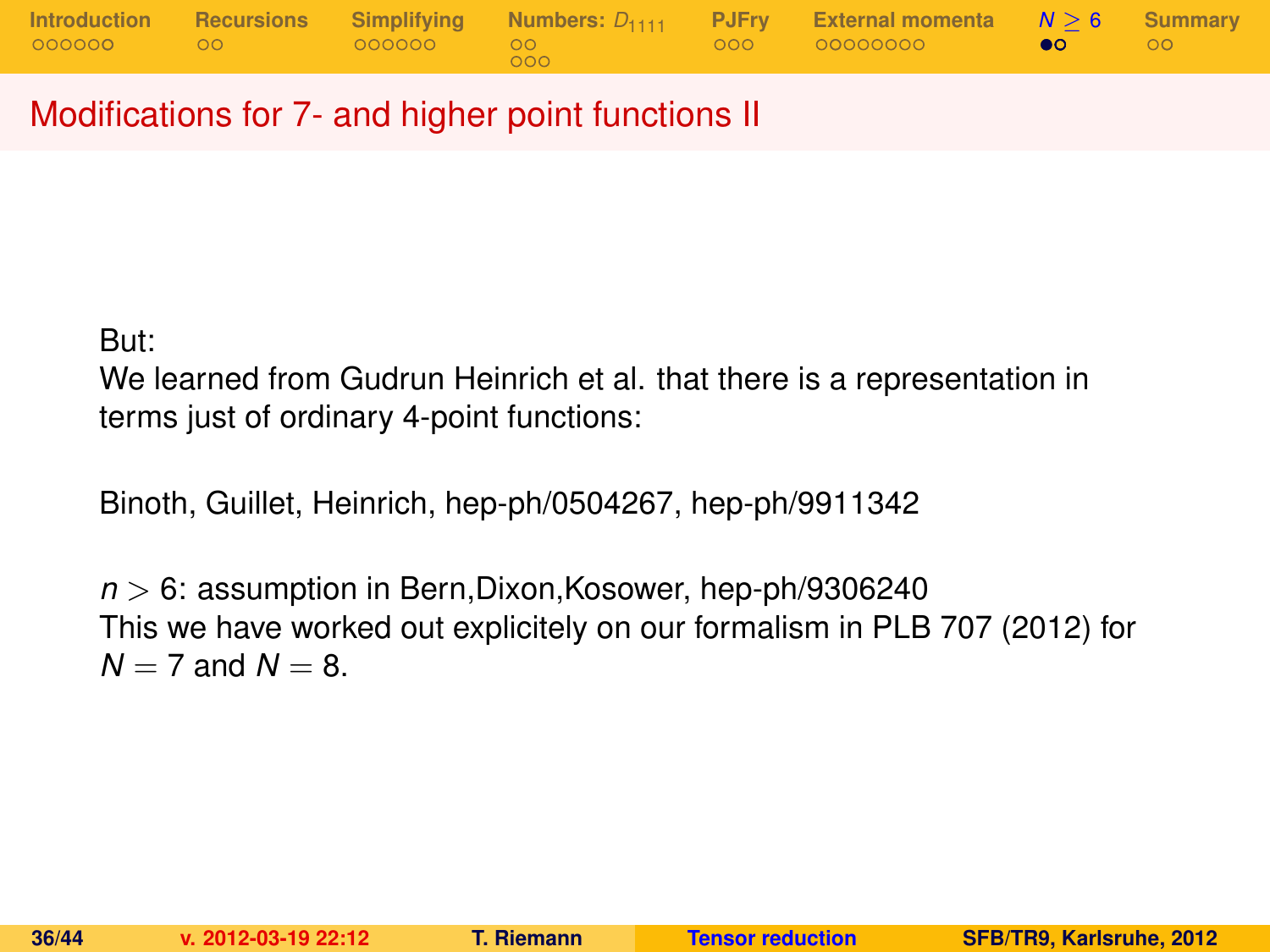## Modifications for 7- and higher point functions II

But:
We learned from Gudrun Heinrich et al. that there is a representation in terms just of ordinary 4-point functions:

Binoth, Guillet, Heinrich, hep-ph/0504267, hep-ph/9911342

$n > 6$: assumption in Bern,Dixon,Kosower, hep-ph/9306240
This we have worked out explicitely on our formalism in PLB 707 (2012) for $N = 7$ and $N = 8$.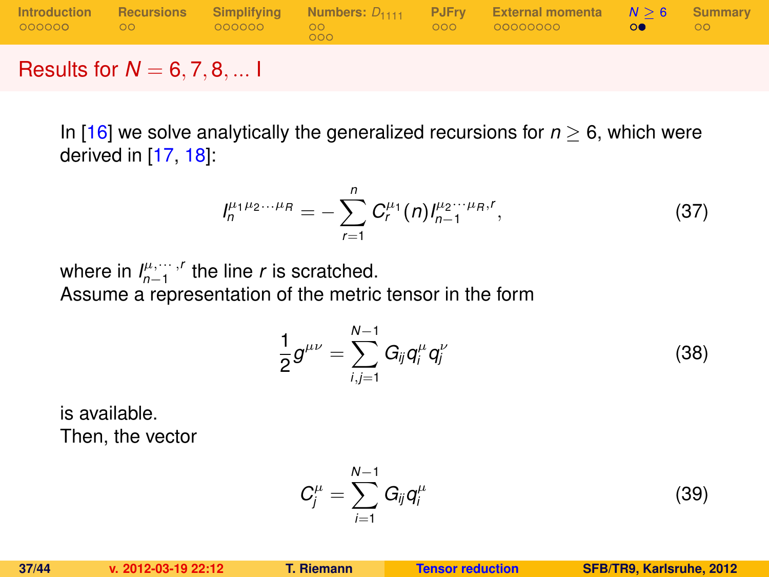## Results for $N = 6, 7, 8, \ldots$ I

In [16] we solve analytically the generalized recursions for $n \geq 6$, which were derived in [17, 18]:

$$I_n^{\mu_1 \mu_2 \cdots \mu_R} = -\sum_{r=1}^{n} C_r^{\mu_1}(n) I_{n-1}^{\mu_2 \cdots \mu_R, r}, \tag{37}$$

where in $I_{n-1}^{\mu, \cdots, r}$ the line $r$ is scratched.
Assume a representation of the metric tensor in the form

$$\frac{1}{2} g^{\mu\nu} = \sum_{i,j=1}^{N-1} G_{ij} q_i^{\mu} q_j^{\nu} \tag{38}$$

is available.
Then, the vector

$$C_j^{\mu} = \sum_{i=1}^{N-1} G_{ij} q_i^{\mu} \tag{39}$$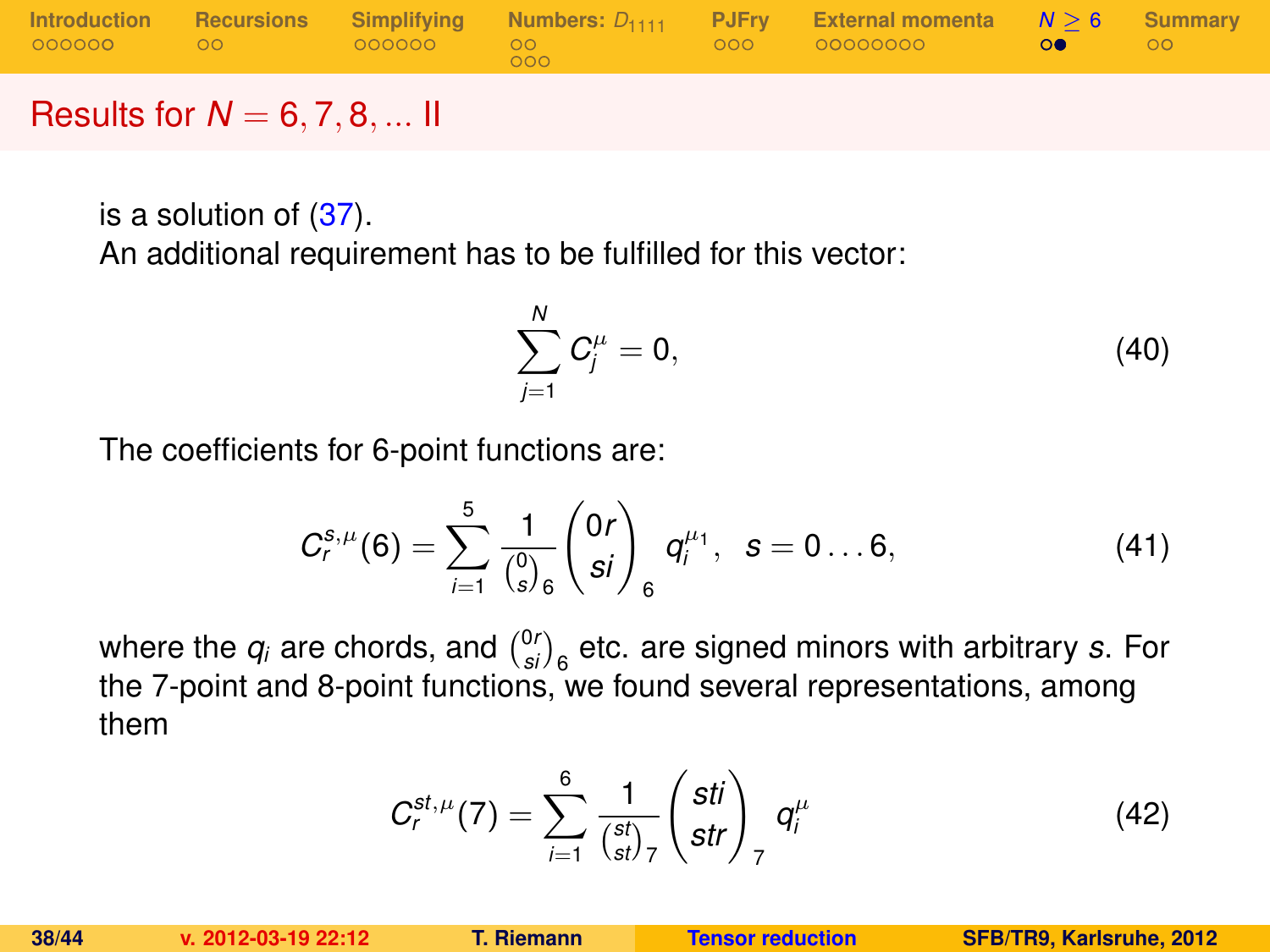## Results for $N = 6, 7, 8, \ldots$ II

is a solution of (37).
An additional requirement has to be fulfilled for this vector:

$$\sum_{j=1}^{N} C_j^{\mu} = 0, \tag{40}$$

The coefficients for 6-point functions are:

$$C_r^{s,\mu}(6) = \sum_{i=1}^{5} \frac{1}{\binom{0}{s}_6} \binom{0r}{si}_6 \, q_i^{\mu_1}, \quad s = 0 \ldots 6, \tag{41}$$

where the $q_i$ are chords, and $\binom{0r}{si}_6$ etc. are signed minors with arbitrary $s$. For the 7-point and 8-point functions, we found several representations, among them

$$C_r^{st,\mu}(7) = \sum_{i=1}^{6} \frac{1}{\binom{st}{st}_7} \binom{sti}{str}_7 \, q_i^{\mu} \tag{42}$$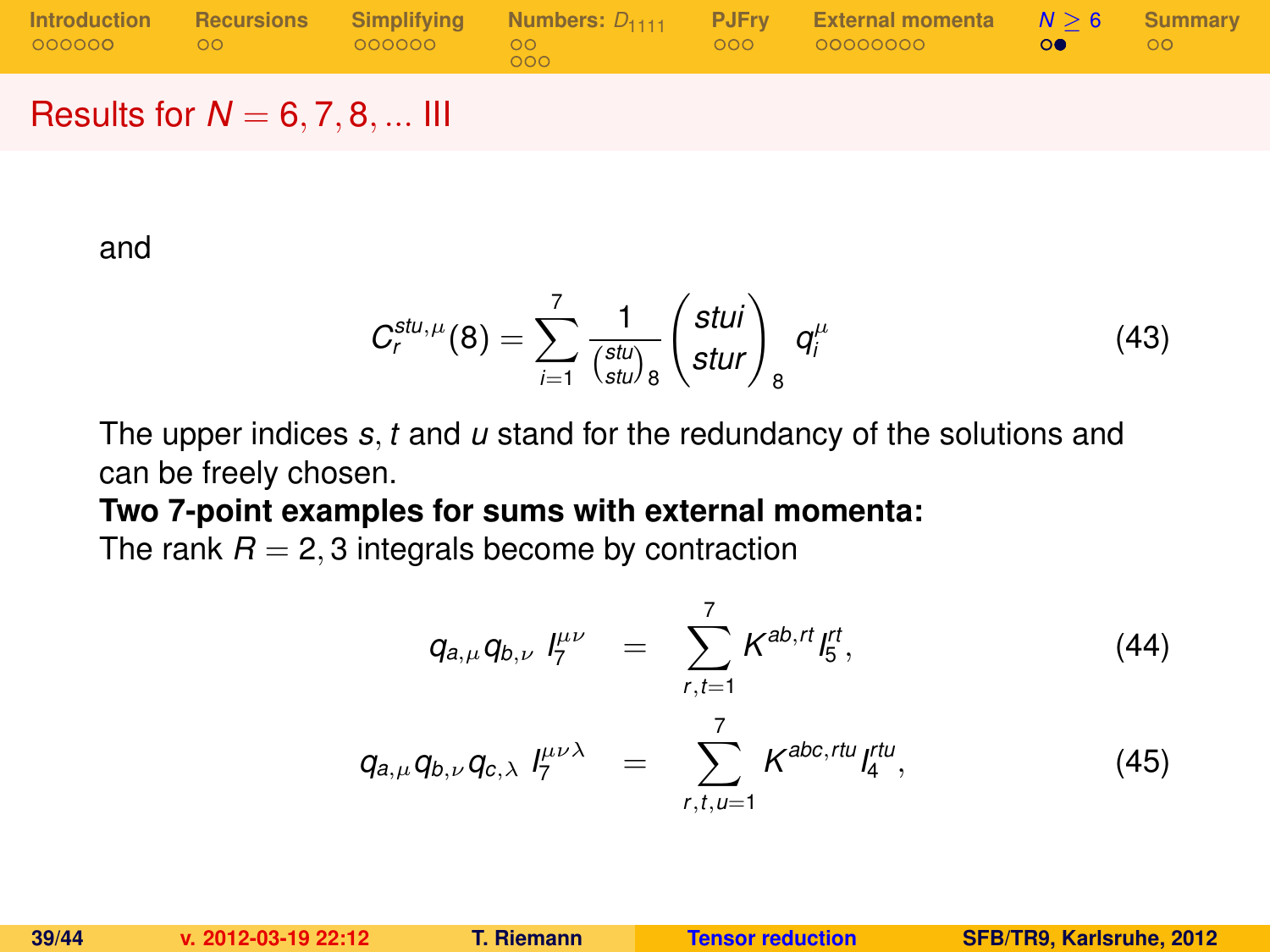## Results for $N = 6, 7, 8, \ldots$ III

and

$$C_r^{stu,\mu}(8) = \sum_{i=1}^{7} \frac{1}{\binom{stu}{stu}_8} \begin{pmatrix} stui \\ stur \end{pmatrix}_8 q_i^{\mu} \tag{43}$$

The upper indices $s$, $t$ and $u$ stand for the redundancy of the solutions and can be freely chosen.

**Two 7-point examples for sums with external momenta:**

The rank $R = 2, 3$ integrals become by contraction

$$q_{a,\mu} q_{b,\nu} \; I_7^{\mu\nu} = \sum_{r,t=1}^{7} K^{ab,rt} I_5^{rt}, \tag{44}$$

$$q_{a,\mu} q_{b,\nu} q_{c,\lambda} \; I_7^{\mu\nu\lambda} = \sum_{r,t,u=1}^{7} K^{abc,rtu} I_4^{rtu}, \tag{45}$$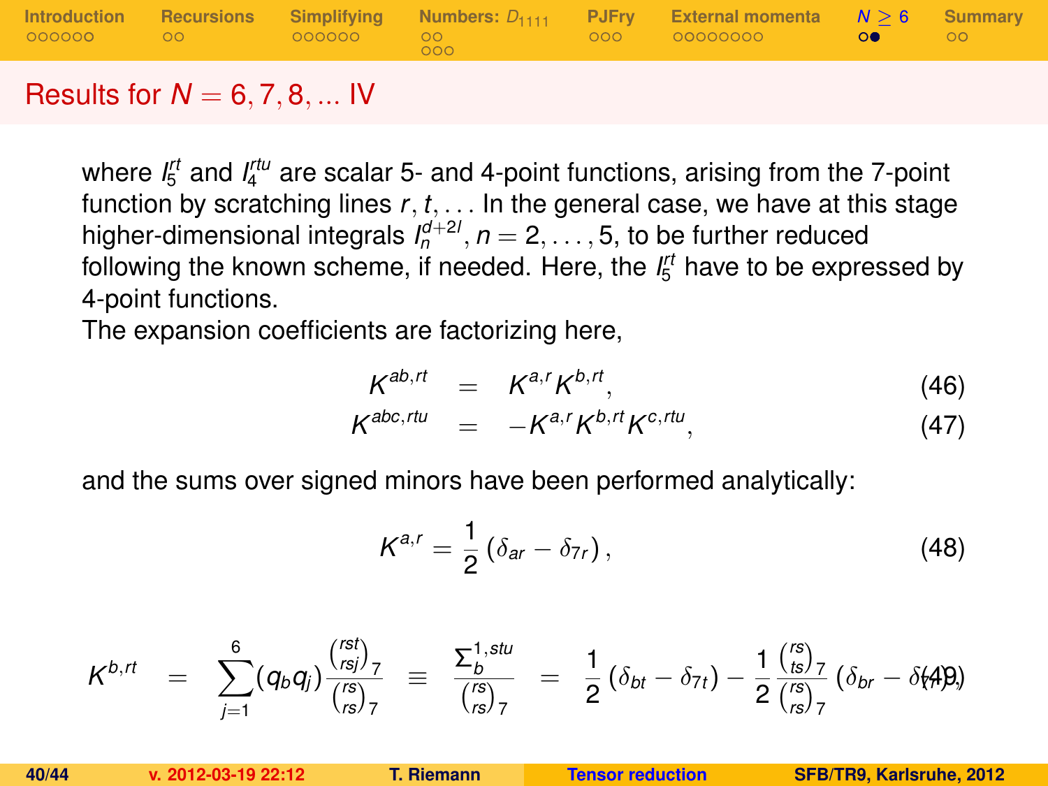## Results for $N = 6, 7, 8, \ldots$ IV

where $I_5^{rt}$ and $I_4^{rtu}$ are scalar 5- and 4-point functions, arising from the 7-point function by scratching lines $r, t, \ldots$ In the general case, we have at this stage higher-dimensional integrals $I_n^{d+2l}$, $n = 2, \ldots, 5$, to be further reduced following the known scheme, if needed. Here, the $I_5^{rt}$ have to be expressed by 4-point functions.

The expansion coefficients are factorizing here,

$$K^{ab,rt} = K^{a,r} K^{b,rt}, \tag{46}$$

$$K^{abc,rtu} = -K^{a,r} K^{b,rt} K^{c,rtu}, \tag{47}$$

and the sums over signed minors have been performed analytically:

$$K^{a,r} = \frac{1}{2}\left(\delta_{ar} - \delta_{7r}\right), \tag{48}$$

$$K^{b,rt} = \sum_{j=1}^{6} (q_b q_j) \frac{\binom{rst}{rsj}_7}{\binom{rs}{rs}_7} \equiv \frac{\Sigma_b^{1,stu}}{\binom{rs}{rs}_7} = \frac{1}{2}\left(\delta_{bt} - \delta_{7t}\right) - \frac{1}{2}\frac{\binom{rs}{ts}_7}{\binom{rs}{rs}_7}\left(\delta_{br} - \delta_{7r}\right), \tag{49}$$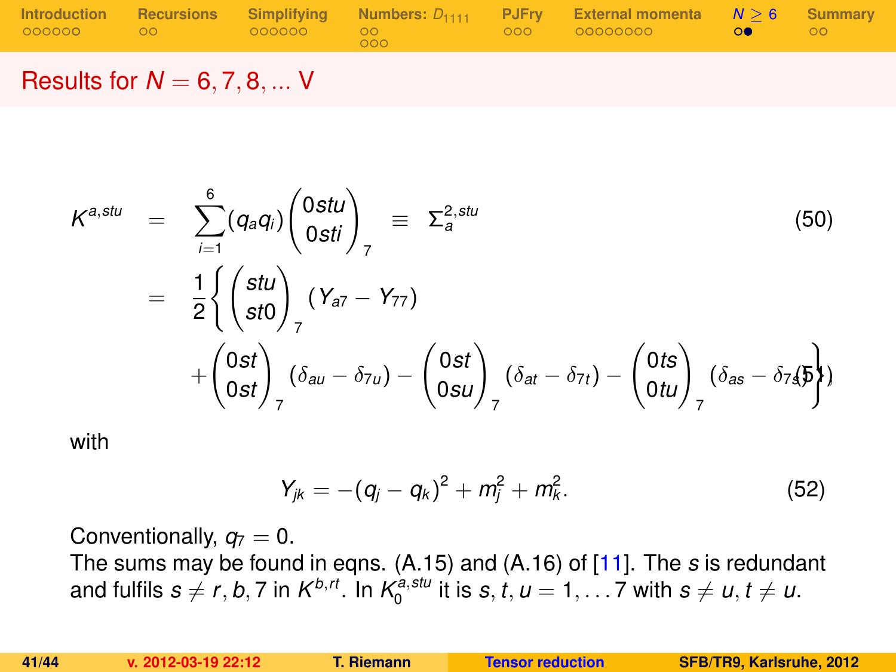## Results for $N = 6, 7, 8, \ldots$ V

$$K^{a,stu} = \sum_{i=1}^{6} (q_a q_i) \begin{pmatrix} 0stu \\ 0sti \end{pmatrix}_7 \equiv \Sigma_a^{2,stu} \tag{50}$$

$$= \frac{1}{2} \left\{ \begin{pmatrix} stu \\ st0 \end{pmatrix}_7 (Y_{a7} - Y_{77}) + \begin{pmatrix} 0st \\ 0st \end{pmatrix}_7 (\delta_{au} - \delta_{7u}) - \begin{pmatrix} 0st \\ 0su \end{pmatrix}_7 (\delta_{at} - \delta_{7t}) - \begin{pmatrix} 0ts \\ 0tu \end{pmatrix}_7 (\delta_{as} - \delta_{7s}) \right\} \tag{51}$$

with

$$Y_{jk} = -(q_j - q_k)^2 + m_j^2 + m_k^2. \tag{52}$$

Conventionally, $q_7 = 0$.

The sums may be found in eqns. (A.15) and (A.16) of [11]. The $s$ is redundant and fulfils $s \neq r, b, 7$ in $K^{b,rt}$. In $K_0^{a,stu}$ it is $s, t, u = 1, \ldots 7$ with $s \neq u, t \neq u$.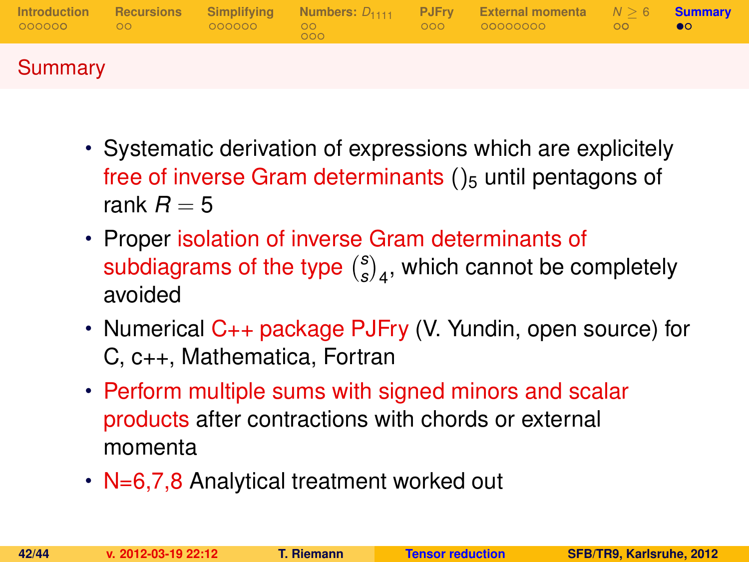## Summary

- Systematic derivation of expressions which are explicitely free of inverse Gram determinants $()_5$ until pentagons of rank $R = 5$
- Proper isolation of inverse Gram determinants of subdiagrams of the type $\binom{s}{s}_4$, which cannot be completely avoided
- Numerical C++ package PJFry (V. Yundin, open source) for C, c++, Mathematica, Fortran
- Perform multiple sums with signed minors and scalar products after contractions with chords or external momenta
- N=6,7,8 Analytical treatment worked out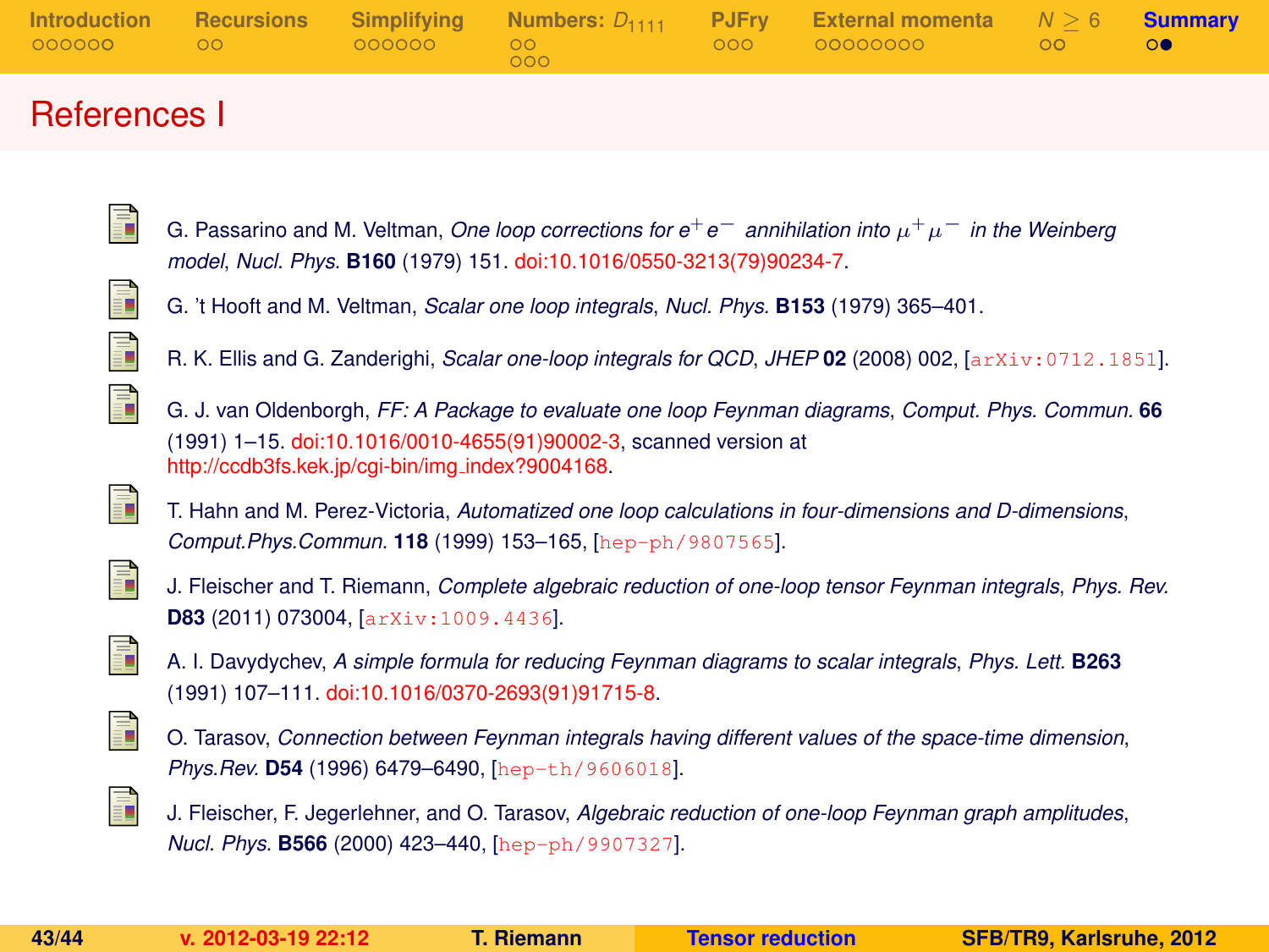# References I

- G. Passarino and M. Veltman, *One loop corrections for $e^+e^-$ annihilation into $\mu^+\mu^-$ in the Weinberg model*, *Nucl. Phys.* **B160** (1979) 151. doi:10.1016/0550-3213(79)90234-7.
- G. 't Hooft and M. Veltman, *Scalar one loop integrals*, *Nucl. Phys.* **B153** (1979) 365–401.
- R. K. Ellis and G. Zanderighi, *Scalar one-loop integrals for QCD*, *JHEP* **02** (2008) 002, [arXiv:0712.1851].
- G. J. van Oldenborgh, *FF: A Package to evaluate one loop Feynman diagrams*, *Comput. Phys. Commun.* **66** (1991) 1–15. doi:10.1016/0010-4655(91)90002-3, scanned version at http://ccdb3fs.kek.jp/cgi-bin/img_index?9004168.
- T. Hahn and M. Perez-Victoria, *Automatized one loop calculations in four-dimensions and D-dimensions*, *Comput.Phys.Commun.* **118** (1999) 153–165, [hep-ph/9807565].
- J. Fleischer and T. Riemann, *Complete algebraic reduction of one-loop tensor Feynman integrals*, *Phys. Rev.* **D83** (2011) 073004, [arXiv:1009.4436].
- A. I. Davydychev, *A simple formula for reducing Feynman diagrams to scalar integrals*, *Phys. Lett.* **B263** (1991) 107–111. doi:10.1016/0370-2693(91)91715-8.
- O. Tarasov, *Connection between Feynman integrals having different values of the space-time dimension*, *Phys.Rev.* **D54** (1996) 6479–6490, [hep-th/9606018].
- J. Fleischer, F. Jegerlehner, and O. Tarasov, *Algebraic reduction of one-loop Feynman graph amplitudes*, *Nucl. Phys.* **B566** (2000) 423–440, [hep-ph/9907327].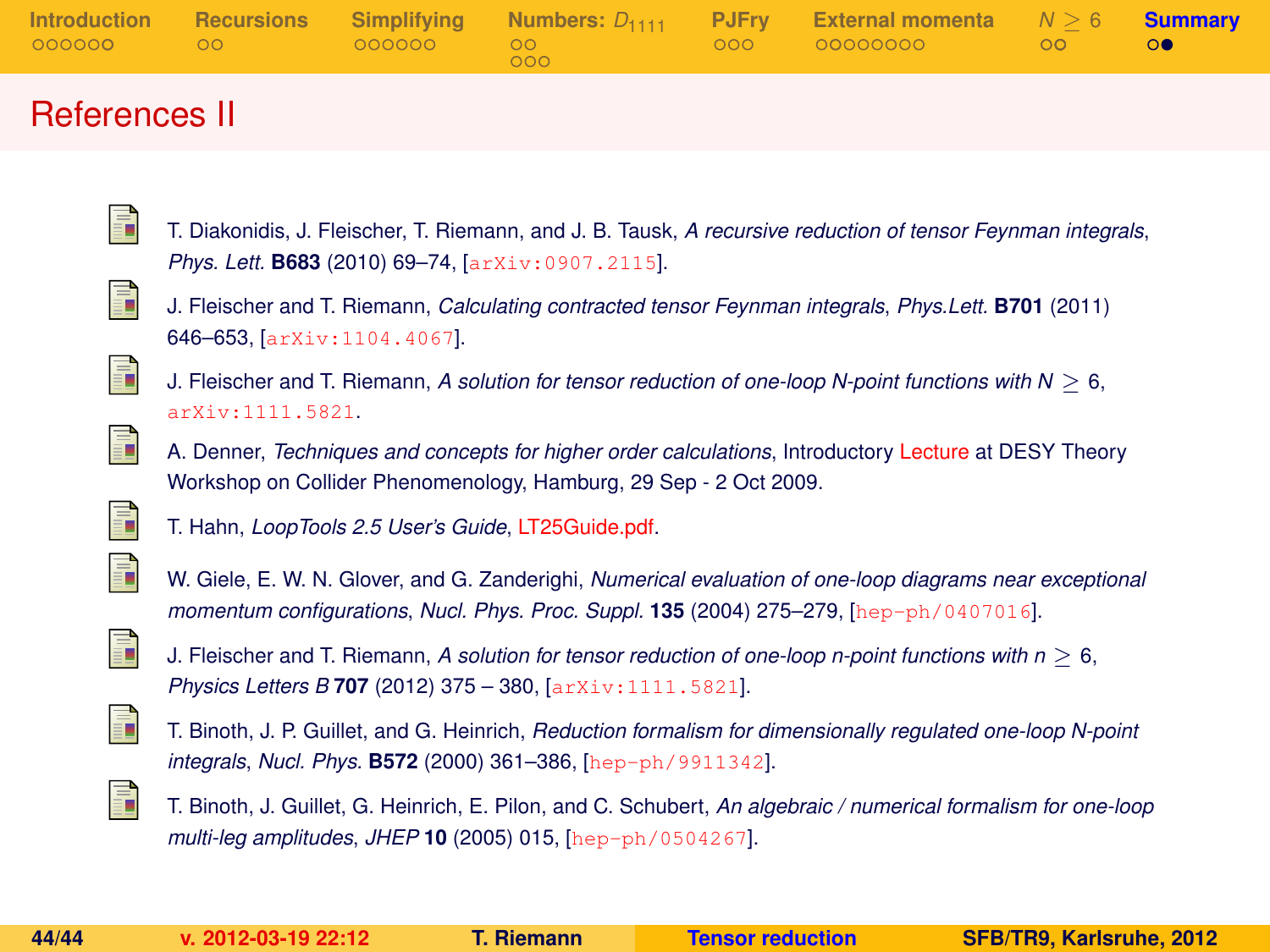## References II

- T. Diakonidis, J. Fleischer, T. Riemann, and J. B. Tausk, *A recursive reduction of tensor Feynman integrals*, *Phys. Lett.* **B683** (2010) 69–74, [arXiv:0907.2115].
- J. Fleischer and T. Riemann, *Calculating contracted tensor Feynman integrals*, *Phys.Lett.* **B701** (2011) 646–653, [arXiv:1104.4067].
- J. Fleischer and T. Riemann, *A solution for tensor reduction of one-loop N-point functions with N $\geq$ 6*, arXiv:1111.5821.
- A. Denner, *Techniques and concepts for higher order calculations*, Introductory Lecture at DESY Theory Workshop on Collider Phenomenology, Hamburg, 29 Sep - 2 Oct 2009.
- T. Hahn, *LoopTools 2.5 User's Guide*, LT25Guide.pdf.
- W. Giele, E. W. N. Glover, and G. Zanderighi, *Numerical evaluation of one-loop diagrams near exceptional momentum configurations*, *Nucl. Phys. Proc. Suppl.* **135** (2004) 275–279, [hep-ph/0407016].
- J. Fleischer and T. Riemann, *A solution for tensor reduction of one-loop n-point functions with n $\geq$ 6*, *Physics Letters B* **707** (2012) 375 – 380, [arXiv:1111.5821].
- T. Binoth, J. P. Guillet, and G. Heinrich, *Reduction formalism for dimensionally regulated one-loop N-point integrals*, *Nucl. Phys.* **B572** (2000) 361–386, [hep-ph/9911342].
- T. Binoth, J. Guillet, G. Heinrich, E. Pilon, and C. Schubert, *An algebraic / numerical formalism for one-loop multi-leg amplitudes*, *JHEP* **10** (2005) 015, [hep-ph/0504267].